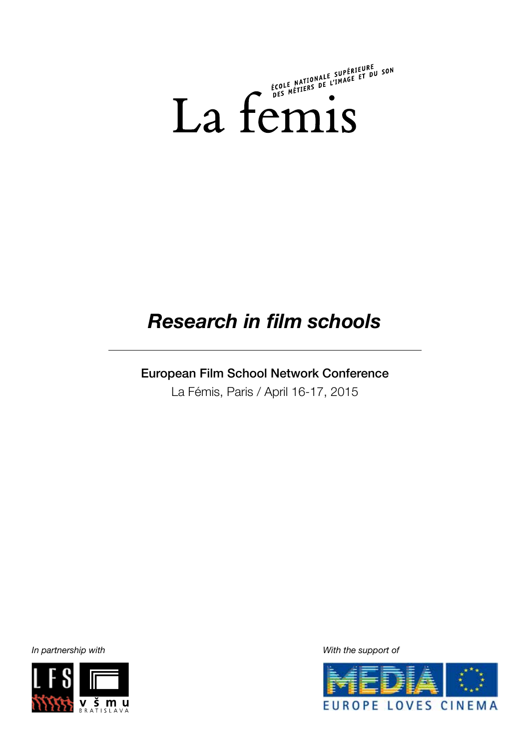ÉCOLE NATIONALE SUPÉRIEURE DES MÉTIERS DE L'IMAGE ET DU SON

La femis

# *Research in film schools*

---

**European Film School Network Conference**

La Fémis, Paris / April 16-17, 2015

*In partnership with*

LFS

v š m u BRATISLAVA

*With the support of*

MEDIA

EUROPE LOVES CINEMA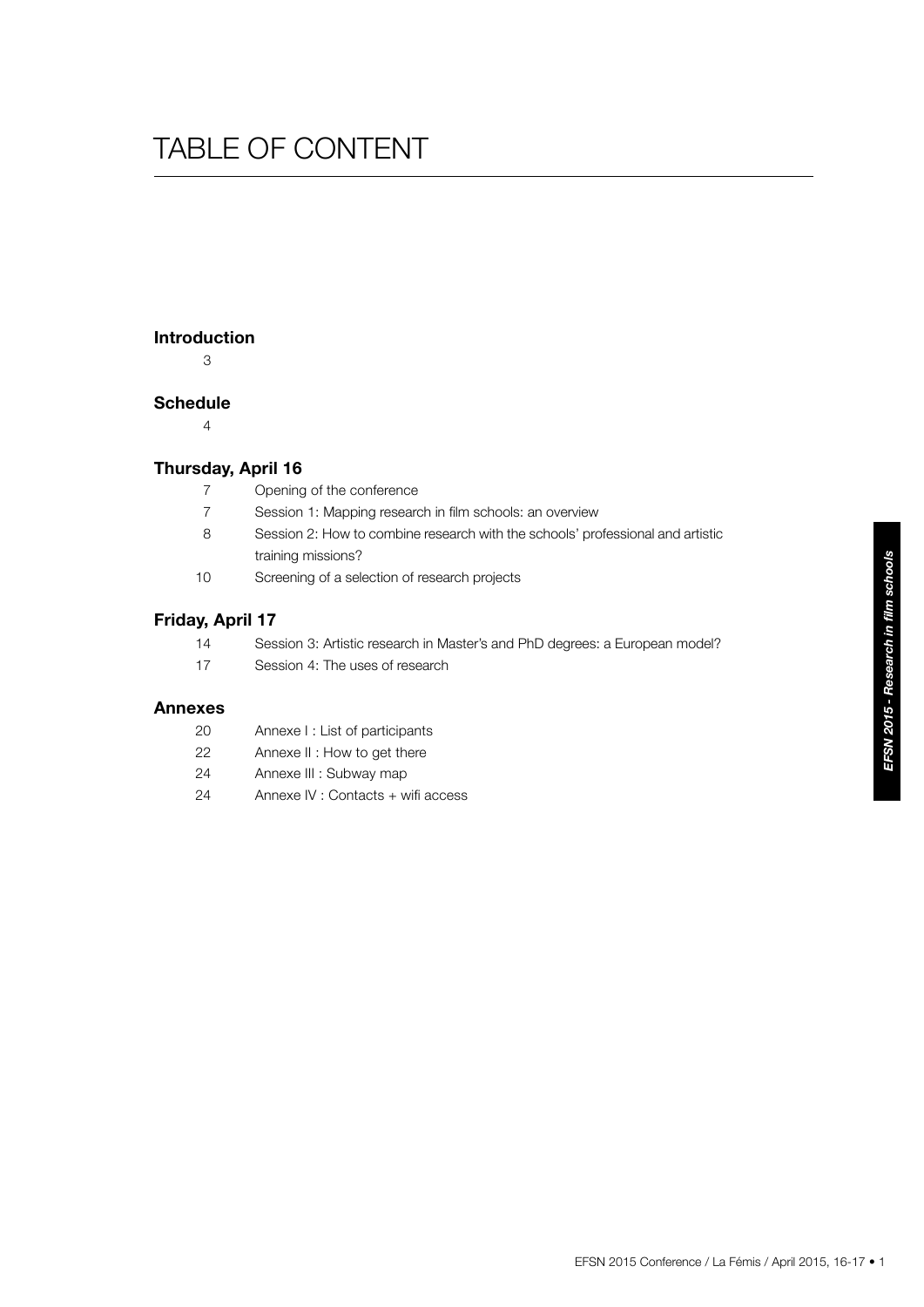# TABLE OF CONTENT

**Introduction**

3

**Schedule**

4

**Thursday, April 16**

| | |
|---|---|
| 7 | Opening of the conference |
| 7 | Session 1: Mapping research in film schools: an overview |
| 8 | Session 2: How to combine research with the schools' professional and artistic training missions? |
| 10 | Screening of a selection of research projects |

**Friday, April 17**

| | |
|---|---|
| 14 | Session 3: Artistic research in Master's and PhD degrees: a European model? |
| 17 | Session 4: The uses of research |

**Annexes**

| | |
|---|---|
| 20 | Annexe I : List of participants |
| 22 | Annexe II : How to get there |
| 24 | Annexe III : Subway map |
| 24 | Annexe IV : Contacts + wifi access |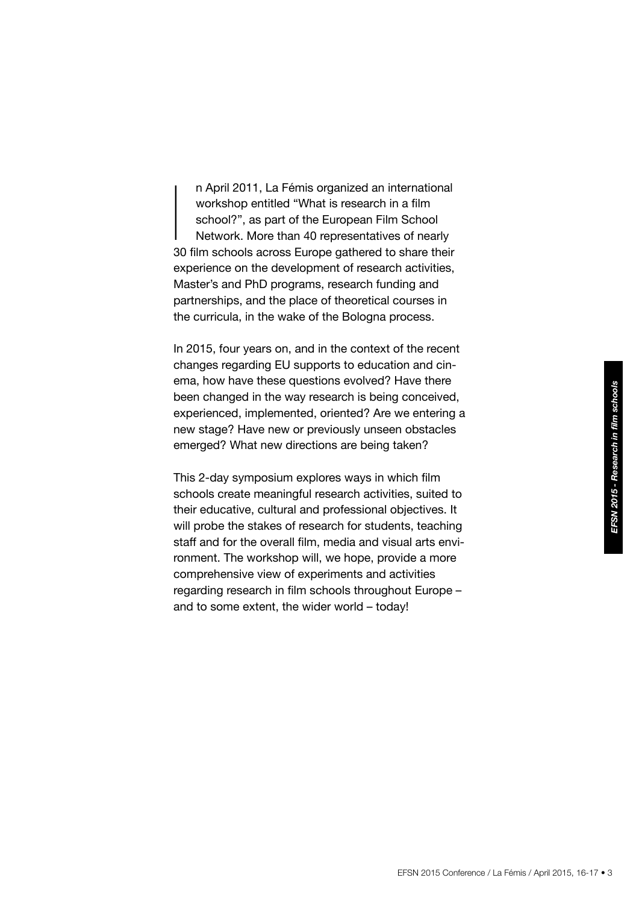In April 2011, La Fémis organized an international workshop entitled “What is research in a film school?”, as part of the European Film School Network. More than 40 representatives of nearly 30 film schools across Europe gathered to share their experience on the development of research activities, Master’s and PhD programs, research funding and partnerships, and the place of theoretical courses in the curricula, in the wake of the Bologna process.

In 2015, four years on, and in the context of the recent changes regarding EU supports to education and cinema, how have these questions evolved? Have there been changed in the way research is being conceived, experienced, implemented, oriented? Are we entering a new stage? Have new or previously unseen obstacles emerged? What new directions are being taken?

This 2-day symposium explores ways in which film schools create meaningful research activities, suited to their educative, cultural and professional objectives. It will probe the stakes of research for students, teaching staff and for the overall film, media and visual arts environment. The workshop will, we hope, provide a more comprehensive view of experiments and activities regarding research in film schools throughout Europe – and to some extent, the wider world – today!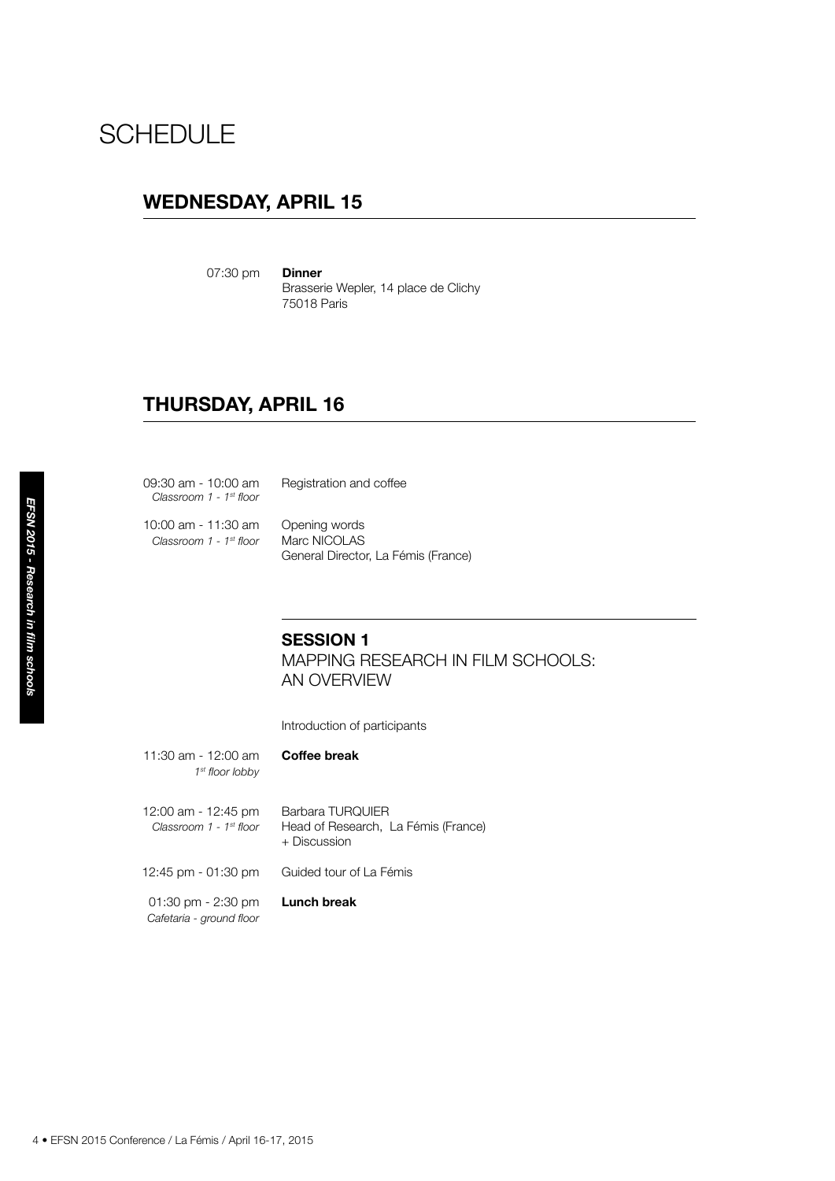# SCHEDULE

## WEDNESDAY, APRIL 15

07:30 pm **Dinner**
Brasserie Wepler, 14 place de Clichy
75018 Paris

## THURSDAY, APRIL 16

09:30 am - 10:00 am
*Classroom 1 - 1st floor*
Registration and coffee

10:00 am - 11:30 am
*Classroom 1 - 1st floor*
Opening words
Marc NICOLAS
General Director, La Fémis (France)

### SESSION 1
MAPPING RESEARCH IN FILM SCHOOLS:
AN OVERVIEW

Introduction of participants

11:30 am - 12:00 am
*1st floor lobby*
**Coffee break**

12:00 am - 12:45 pm
*Classroom 1 - 1st floor*
Barbara TURQUIER
Head of Research, La Fémis (France)
+ Discussion

12:45 pm - 01:30 pm
Guided tour of La Fémis

01:30 pm - 2:30 pm
*Cafetaria - ground floor*
**Lunch break**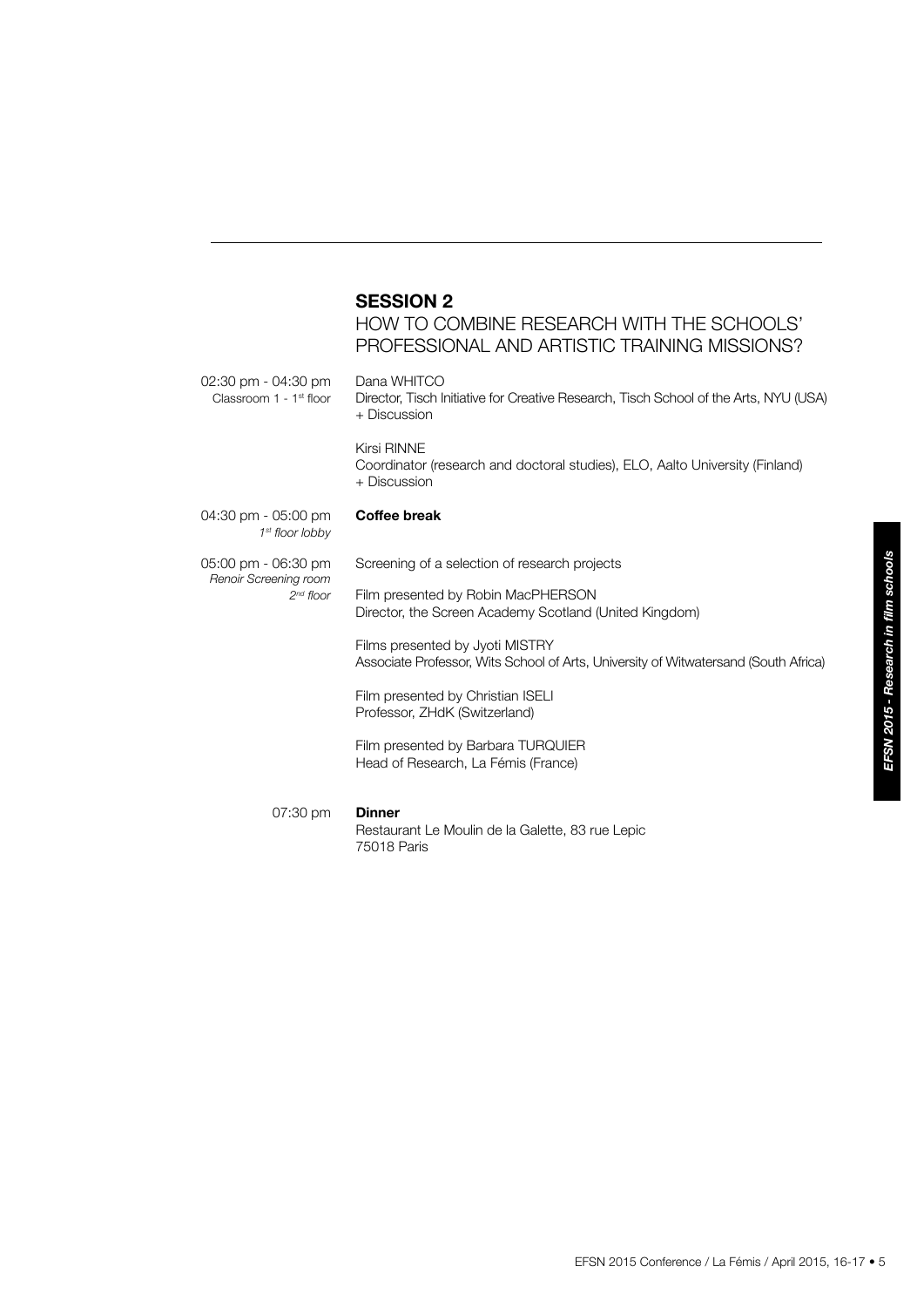## SESSION 2

HOW TO COMBINE RESEARCH WITH THE SCHOOLS' PROFESSIONAL AND ARTISTIC TRAINING MISSIONS?

02:30 pm - 04:30 pm
Classroom 1 - 1st floor

Dana WHITCO
Director, Tisch Initiative for Creative Research, Tisch School of the Arts, NYU (USA)
+ Discussion

Kirsi RINNE
Coordinator (research and doctoral studies), ELO, Aalto University (Finland)
+ Discussion

04:30 pm - 05:00 pm
*1st floor lobby*

**Coffee break**

05:00 pm - 06:30 pm
*Renoir Screening room*
*2nd floor*

Screening of a selection of research projects

Film presented by Robin MacPHERSON
Director, the Screen Academy Scotland (United Kingdom)

Films presented by Jyoti MISTRY
Associate Professor, Wits School of Arts, University of Witwatersand (South Africa)

Film presented by Christian ISELI
Professor, ZHdK (Switzerland)

Film presented by Barbara TURQUIER
Head of Research, La Fémis (France)

07:30 pm

**Dinner**
Restaurant Le Moulin de la Galette, 83 rue Lepic
75018 Paris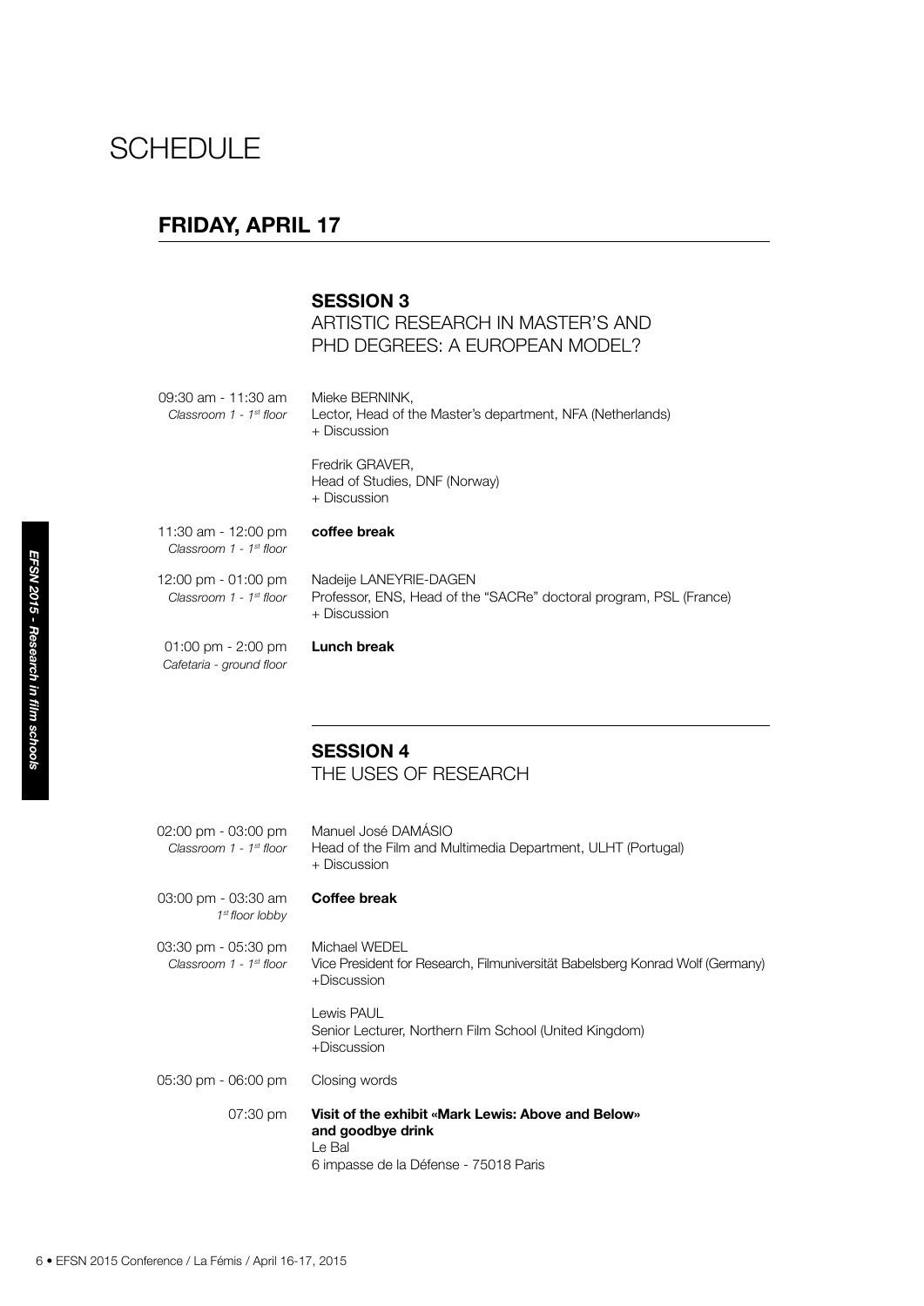# SCHEDULE

## FRIDAY, APRIL 17

### SESSION 3
ARTISTIC RESEARCH IN MASTER'S AND PHD DEGREES: A EUROPEAN MODEL?

| | |
|---|---|
| 09:30 am - 11:30 am<br>*Classroom 1 - 1st floor* | Mieke BERNINK,<br>Lector, Head of the Master's department, NFA (Netherlands)<br>+ Discussion<br><br>Fredrik GRAVER,<br>Head of Studies, DNF (Norway)<br>+ Discussion |
| 11:30 am - 12:00 pm<br>*Classroom 1 - 1st floor* | **coffee break** |
| 12:00 pm - 01:00 pm<br>*Classroom 1 - 1st floor* | Nadeije LANEYRIE-DAGEN<br>Professor, ENS, Head of the "SACRe" doctoral program, PSL (France)<br>+ Discussion |
| 01:00 pm - 2:00 pm<br>*Cafetaria - ground floor* | **Lunch break** |

### SESSION 4
THE USES OF RESEARCH

| | |
|---|---|
| 02:00 pm - 03:00 pm<br>*Classroom 1 - 1st floor* | Manuel José DAMÁSIO<br>Head of the Film and Multimedia Department, ULHT (Portugal)<br>+ Discussion |
| 03:00 pm - 03:30 am<br>*1st floor lobby* | **Coffee break** |
| 03:30 pm - 05:30 pm<br>*Classroom 1 - 1st floor* | Michael WEDEL<br>Vice President for Research, Filmuniversität Babelsberg Konrad Wolf (Germany)<br>+Discussion<br><br>Lewis PAUL<br>Senior Lecturer, Northern Film School (United Kingdom)<br>+Discussion |
| 05:30 pm - 06:00 pm | Closing words |
| 07:30 pm | **Visit of the exhibit «Mark Lewis: Above and Below» and goodbye drink**<br>Le Bal<br>6 impasse de la Défense - 75018 Paris |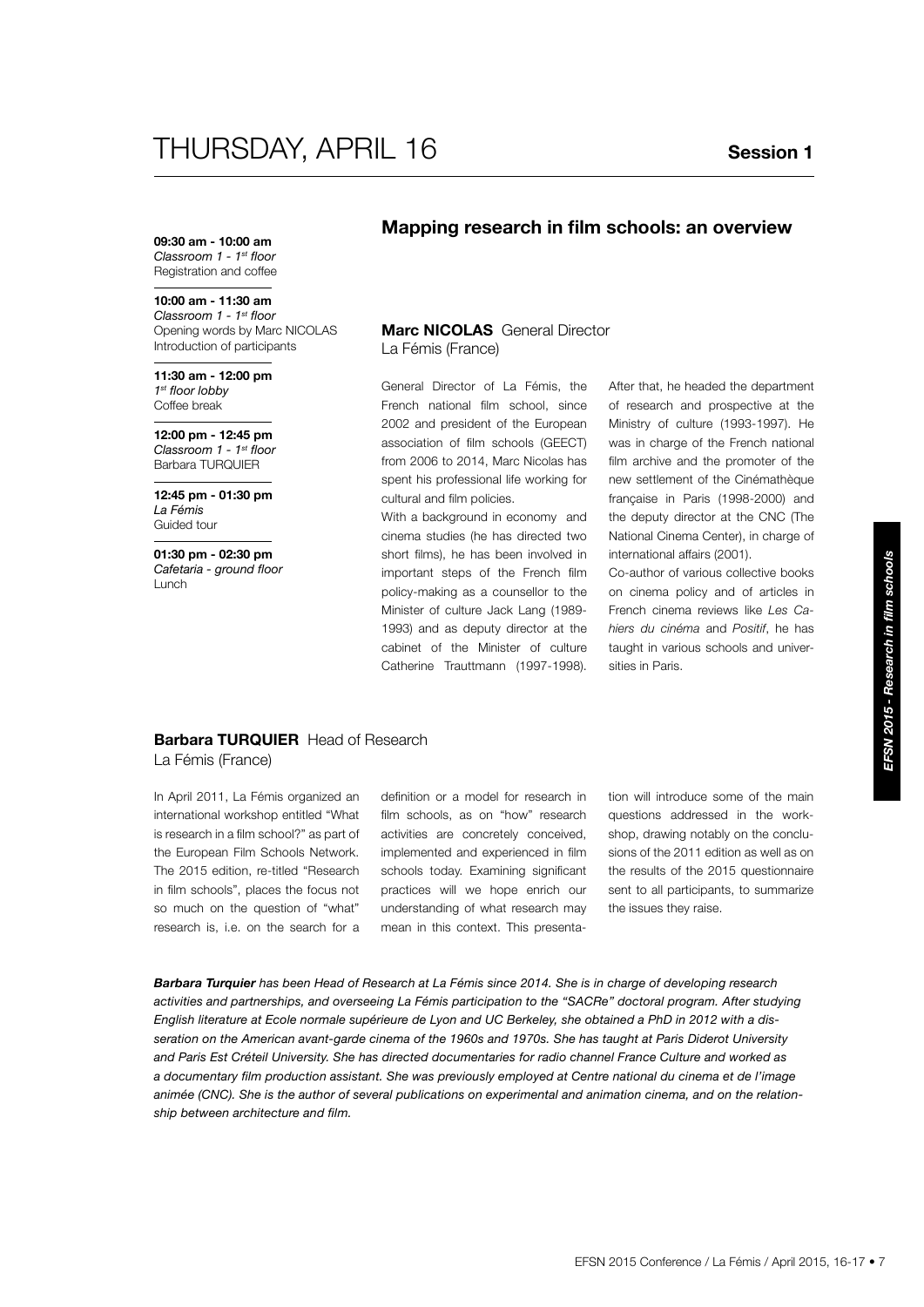# THURSDAY, APRIL 16

**Session 1**

**09:30 am - 10:00 am**
*Classroom 1 - 1st floor*
Registration and coffee

**10:00 am - 11:30 am**
*Classroom 1 - 1st floor*
Opening words by Marc NICOLAS
Introduction of participants

**11:30 am - 12:00 pm**
*1st floor lobby*
Coffee break

**12:00 pm - 12:45 pm**
*Classroom 1 - 1st floor*
Barbara TURQUIER

**12:45 pm - 01:30 pm**
*La Fémis*
Guided tour

**01:30 pm - 02:30 pm**
*Cafetaria - ground floor*
Lunch

## Mapping research in film schools: an overview

### **Marc NICOLAS** General Director
La Fémis (France)

General Director of La Fémis, the French national film school, since 2002 and president of the European association of film schools (GEECT) from 2006 to 2014, Marc Nicolas has spent his professional life working for cultural and film policies.

With a background in economy and cinema studies (he has directed two short films), he has been involved in important steps of the French film policy-making as a counsellor to the Minister of culture Jack Lang (1989-1993) and as deputy director at the cabinet of the Minister of culture Catherine Trauttmann (1997-1998). After that, he headed the department of research and prospective at the Ministry of culture (1993-1997). He was in charge of the French national film archive and the promoter of the new settlement of the Cinémathèque française in Paris (1998-2000) and the deputy director at the CNC (The National Cinema Center), in charge of international affairs (2001).

Co-author of various collective books on cinema policy and of articles in French cinema reviews like *Les Cahiers du cinéma* and *Positif*, he has taught in various schools and universities in Paris.

### **Barbara TURQUIER** Head of Research
La Fémis (France)

In April 2011, La Fémis organized an international workshop entitled "What is research in a film school?" as part of the European Film Schools Network. The 2015 edition, re-titled "Research in film schools", places the focus not so much on the question of "what" research is, i.e. on the search for a definition or a model for research in film schools, as on "how" research activities are concretely conceived, implemented and experienced in film schools today. Examining significant practices will we hope enrich our understanding of what research may mean in this context. This presentation will introduce some of the main questions addressed in the workshop, drawing notably on the conclusions of the 2011 edition as well as on the results of the 2015 questionnaire sent to all participants, to summarize the issues they raise.

***Barbara Turquier** has been Head of Research at La Fémis since 2014. She is in charge of developing research activities and partnerships, and overseeing La Fémis participation to the "SACRe" doctoral program. After studying English literature at Ecole normale supérieure de Lyon and UC Berkeley, she obtained a PhD in 2012 with a dissertation on the American avant-garde cinema of the 1960s and 1970s. She has taught at Paris Diderot University and Paris Est Créteil University. She has directed documentaries for radio channel France Culture and worked as a documentary film production assistant. She was previously employed at Centre national du cinema et de l'image animée (CNC). She is the author of several publications on experimental and animation cinema, and on the relationship between architecture and film.*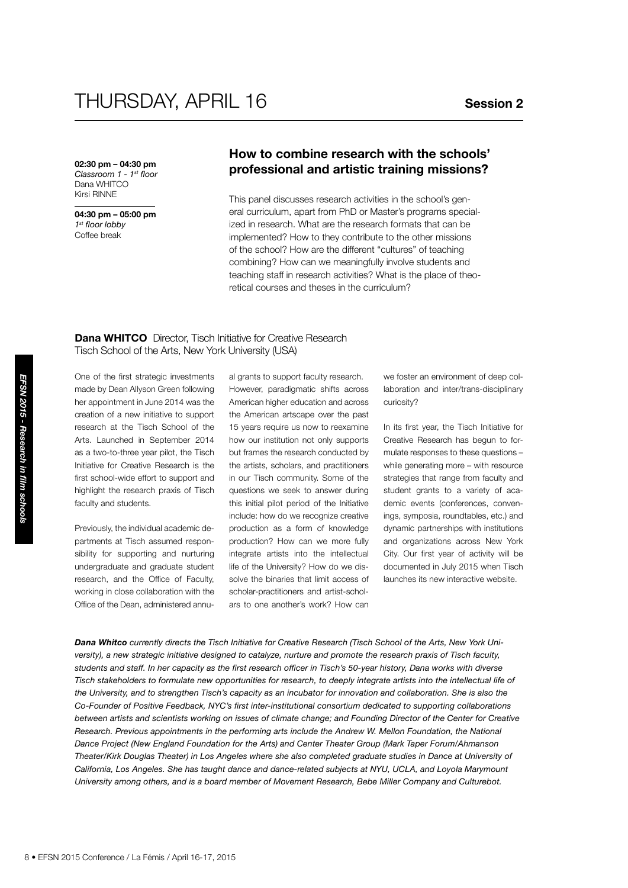# THURSDAY, APRIL 16

**Session 2**

**02:30 pm – 04:30 pm**
*Classroom 1 - 1st floor*
Dana WHITCO
Kirsi RINNE

**04:30 pm – 05:00 pm**
*1st floor lobby*
Coffee break

## How to combine research with the schools' professional and artistic training missions?

This panel discusses research activities in the school's general curriculum, apart from PhD or Master's programs specialized in research. What are the research formats that can be implemented? How to they contribute to the other missions of the school? How are the different "cultures" of teaching combining? How can we meaningfully involve students and teaching staff in research activities? What is the place of theoretical courses and theses in the curriculum?

**Dana WHITCO** Director, Tisch Initiative for Creative Research
Tisch School of the Arts, New York University (USA)

One of the first strategic investments made by Dean Allyson Green following her appointment in June 2014 was the creation of a new initiative to support research at the Tisch School of the Arts. Launched in September 2014 as a two-to-three year pilot, the Tisch Initiative for Creative Research is the first school-wide effort to support and highlight the research praxis of Tisch faculty and students.

Previously, the individual academic departments at Tisch assumed responsibility for supporting and nurturing undergraduate and graduate student research, and the Office of Faculty, working in close collaboration with the Office of the Dean, administered annual grants to support faculty research. However, paradigmatic shifts across American higher education and across the American artscape over the past 15 years require us now to reexamine how our institution not only supports but frames the research conducted by the artists, scholars, and practitioners in our Tisch community. Some of the questions we seek to answer during this initial pilot period of the Initiative include: how do we recognize creative production as a form of knowledge production? How can we more fully integrate artists into the intellectual life of the University? How do we dissolve the binaries that limit access of scholar-practitioners and artist-scholars to one another's work? How can we foster an environment of deep collaboration and inter/trans-disciplinary curiosity?

In its first year, the Tisch Initiative for Creative Research has begun to formulate responses to these questions – while generating more – with resource strategies that range from faculty and student grants to a variety of academic events (conferences, convenings, symposia, roundtables, etc.) and dynamic partnerships with institutions and organizations across New York City. Our first year of activity will be documented in July 2015 when Tisch launches its new interactive website.

***Dana Whitco** currently directs the Tisch Initiative for Creative Research (Tisch School of the Arts, New York University), a new strategic initiative designed to catalyze, nurture and promote the research praxis of Tisch faculty, students and staff. In her capacity as the first research officer in Tisch's 50-year history, Dana works with diverse Tisch stakeholders to formulate new opportunities for research, to deeply integrate artists into the intellectual life of the University, and to strengthen Tisch's capacity as an incubator for innovation and collaboration. She is also the Co-Founder of Positive Feedback, NYC's first inter-institutional consortium dedicated to supporting collaborations between artists and scientists working on issues of climate change; and Founding Director of the Center for Creative Research. Previous appointments in the performing arts include the Andrew W. Mellon Foundation, the National Dance Project (New England Foundation for the Arts) and Center Theater Group (Mark Taper Forum/Ahmanson Theater/Kirk Douglas Theater) in Los Angeles where she also completed graduate studies in Dance at University of California, Los Angeles. She has taught dance and dance-related subjects at NYU, UCLA, and Loyola Marymount University among others, and is a board member of Movement Research, Bebe Miller Company and Culturebot.*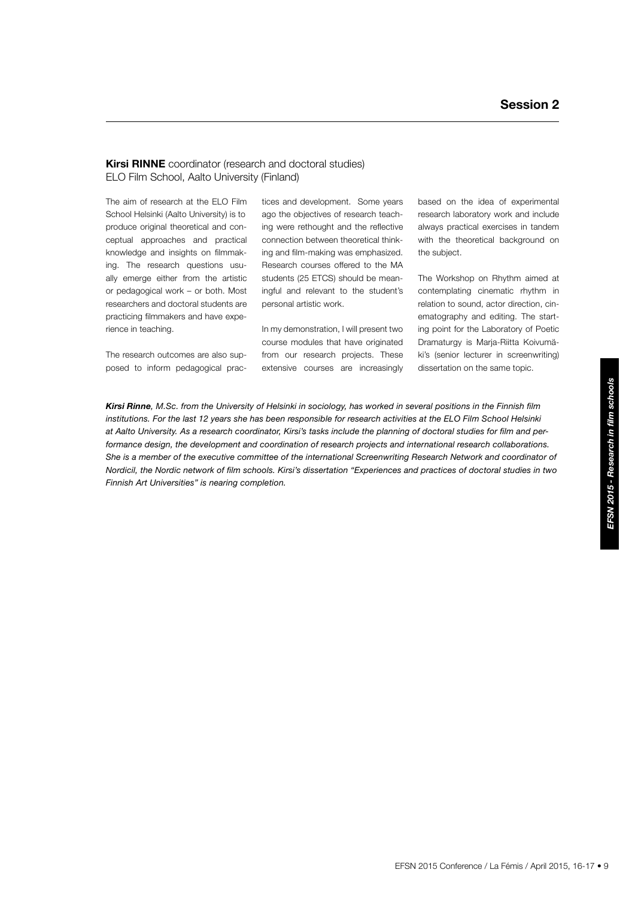## Session 2

**Kirsi RINNE** coordinator (research and doctoral studies)
ELO Film School, Aalto University (Finland)

The aim of research at the ELO Film School Helsinki (Aalto University) is to produce original theoretical and conceptual approaches and practical knowledge and insights on filmmaking. The research questions usually emerge either from the artistic or pedagogical work – or both. Most researchers and doctoral students are practicing filmmakers and have experience in teaching.

The research outcomes are also supposed to inform pedagogical practices and development. Some years ago the objectives of research teaching were rethought and the reflective connection between theoretical thinking and film-making was emphasized. Research courses offered to the MA students (25 ETCS) should be meaningful and relevant to the student's personal artistic work.

In my demonstration, I will present two course modules that have originated from our research projects. These extensive courses are increasingly based on the idea of experimental research laboratory work and include always practical exercises in tandem with the theoretical background on the subject.

The Workshop on Rhythm aimed at contemplating cinematic rhythm in relation to sound, actor direction, cinematography and editing. The starting point for the Laboratory of Poetic Dramaturgy is Marja-Riitta Koivumäki's (senior lecturer in screenwriting) dissertation on the same topic.

***Kirsi Rinne****, M.Sc. from the University of Helsinki in sociology, has worked in several positions in the Finnish film institutions. For the last 12 years she has been responsible for research activities at the ELO Film School Helsinki at Aalto University. As a research coordinator, Kirsi's tasks include the planning of doctoral studies for film and performance design, the development and coordination of research projects and international research collaborations. She is a member of the executive committee of the international Screenwriting Research Network and coordinator of Nordicil, the Nordic network of film schools. Kirsi's dissertation "Experiences and practices of doctoral studies in two Finnish Art Universities" is nearing completion.*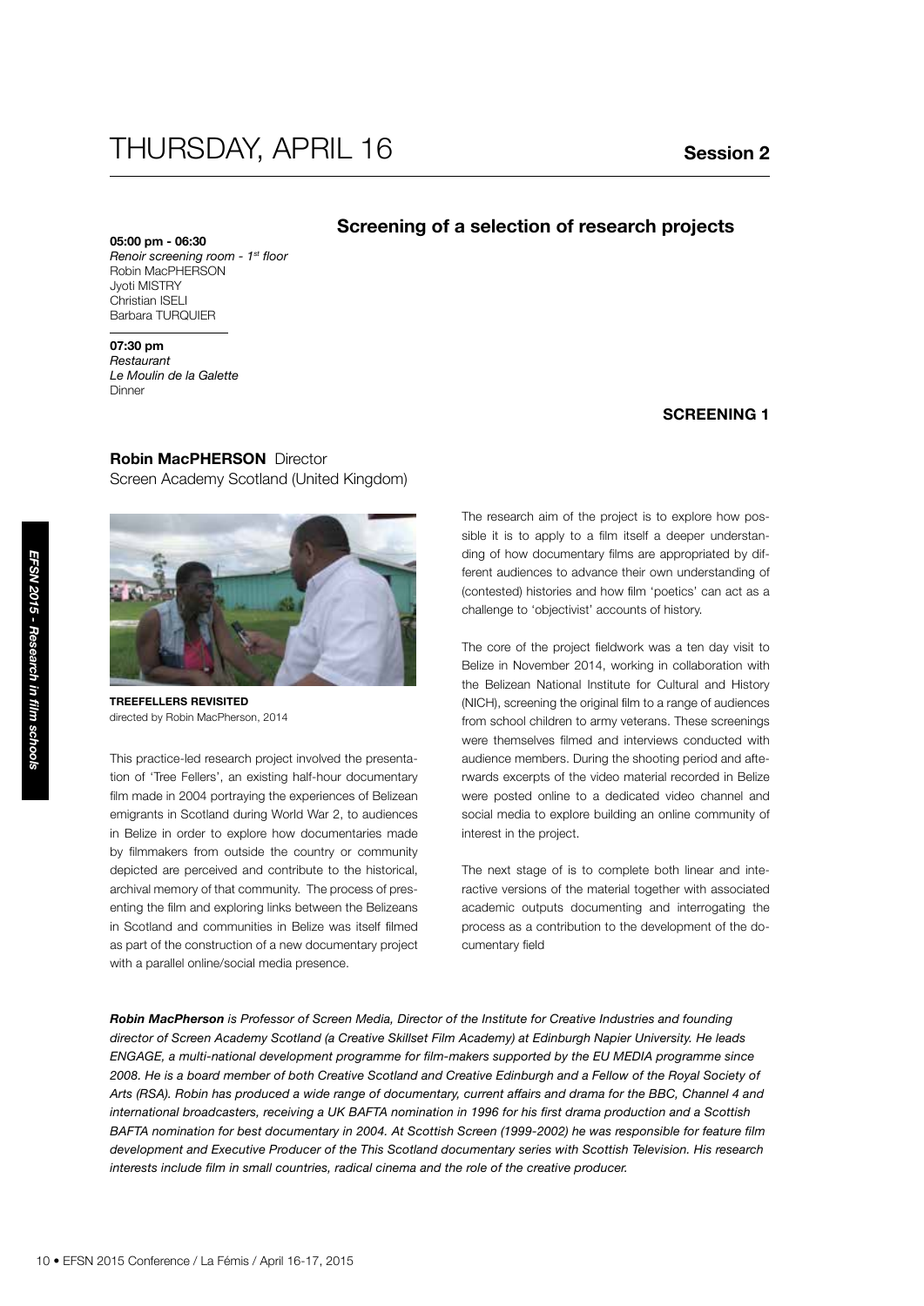# THURSDAY, APRIL 16

**Session 2**

## Screening of a selection of research projects

**05:00 pm - 06:30**
*Renoir screening room - 1st floor*
Robin MacPHERSON
Jyoti MISTRY
Christian ISELI
Barbara TURQUIER

**07:30 pm**
*Restaurant*
*Le Moulin de la Galette*
Dinner

**SCREENING 1**

### Robin MacPHERSON Director

Screen Academy Scotland (United Kingdom)

**TREEFELLERS REVISITED**
directed by Robin MacPherson, 2014

This practice-led research project involved the presentation of 'Tree Fellers', an existing half-hour documentary film made in 2004 portraying the experiences of Belizean emigrants in Scotland during World War 2, to audiences in Belize in order to explore how documentaries made by filmmakers from outside the country or community depicted are perceived and contribute to the historical, archival memory of that community. The process of presenting the film and exploring links between the Belizeans in Scotland and communities in Belize was itself filmed as part of the construction of a new documentary project with a parallel online/social media presence.

The research aim of the project is to explore how possible it is to apply to a film itself a deeper understanding of how documentary films are appropriated by different audiences to advance their own understanding of (contested) histories and how film 'poetics' can act as a challenge to 'objectivist' accounts of history.

The core of the project fieldwork was a ten day visit to Belize in November 2014, working in collaboration with the Belizean National Institute for Cultural and History (NICH), screening the original film to a range of audiences from school children to army veterans. These screenings were themselves filmed and interviews conducted with audience members. During the shooting period and afterwards excerpts of the video material recorded in Belize were posted online to a dedicated video channel and social media to explore building an online community of interest in the project.

The next stage of is to complete both linear and interactive versions of the material together with associated academic outputs documenting and interrogating the process as a contribution to the development of the documentary field

***Robin MacPherson** is Professor of Screen Media, Director of the Institute for Creative Industries and founding director of Screen Academy Scotland (a Creative Skillset Film Academy) at Edinburgh Napier University. He leads ENGAGE, a multi-national development programme for film-makers supported by the EU MEDIA programme since 2008. He is a board member of both Creative Scotland and Creative Edinburgh and a Fellow of the Royal Society of Arts (RSA). Robin has produced a wide range of documentary, current affairs and drama for the BBC, Channel 4 and international broadcasters, receiving a UK BAFTA nomination in 1996 for his first drama production and a Scottish BAFTA nomination for best documentary in 2004. At Scottish Screen (1999-2002) he was responsible for feature film development and Executive Producer of the This Scotland documentary series with Scottish Television. His research interests include film in small countries, radical cinema and the role of the creative producer.*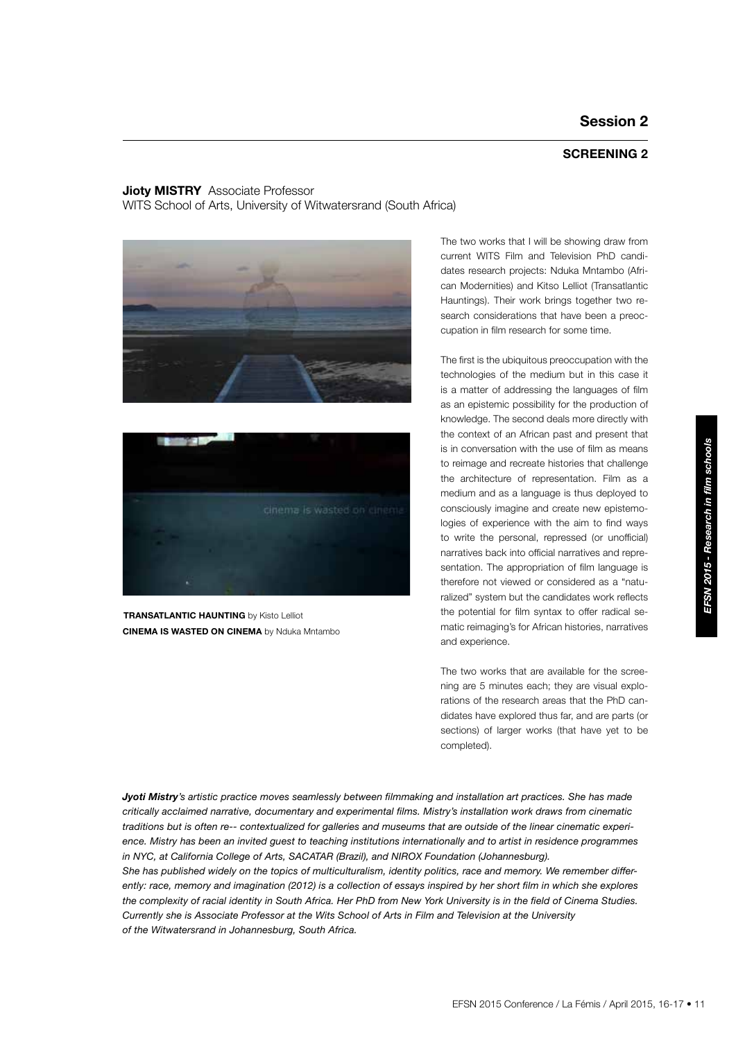## Session 2

### SCREENING 2

**Jioty MISTRY** Associate Professor
WITS School of Arts, University of Witwatersrand (South Africa)

**TRANSATLANTIC HAUNTING** by Kisto Lelliot
**CINEMA IS WASTED ON CINEMA** by Nduka Mntambo

The two works that I will be showing draw from current WITS Film and Television PhD candidates research projects: Nduka Mntambo (African Modernities) and Kitso Lelliot (Transatlantic Hauntings). Their work brings together two research considerations that have been a preoccupation in film research for some time.

The first is the ubiquitous preoccupation with the technologies of the medium but in this case it is a matter of addressing the languages of film as an epistemic possibility for the production of knowledge. The second deals more directly with the context of an African past and present that is in conversation with the use of film as means to reimage and recreate histories that challenge the architecture of representation. Film as a medium and as a language is thus deployed to consciously imagine and create new epistemologies of experience with the aim to find ways to write the personal, repressed (or unofficial) narratives back into official narratives and representation. The appropriation of film language is therefore not viewed or considered as a "naturalized" system but the candidates work reflects the potential for film syntax to offer radical sematic reimaging's for African histories, narratives and experience.

The two works that are available for the screening are 5 minutes each; they are visual explorations of the research areas that the PhD candidates have explored thus far, and are parts (or sections) of larger works (that have yet to be completed).

***Jyoti Mistry****'s artistic practice moves seamlessly between filmmaking and installation art practices. She has made critically acclaimed narrative, documentary and experimental films. Mistry's installation work draws from cinematic traditions but is often re-- contextualized for galleries and museums that are outside of the linear cinematic experience. Mistry has been an invited guest to teaching institutions internationally and to artist in residence programmes in NYC, at California College of Arts, SACATAR (Brazil), and NIROX Foundation (Johannesburg).*
*She has published widely on the topics of multiculturalism, identity politics, race and memory. We remember differently: race, memory and imagination (2012) is a collection of essays inspired by her short film in which she explores the complexity of racial identity in South Africa. Her PhD from New York University is in the field of Cinema Studies. Currently she is Associate Professor at the Wits School of Arts in Film and Television at the University of the Witwatersrand in Johannesburg, South Africa.*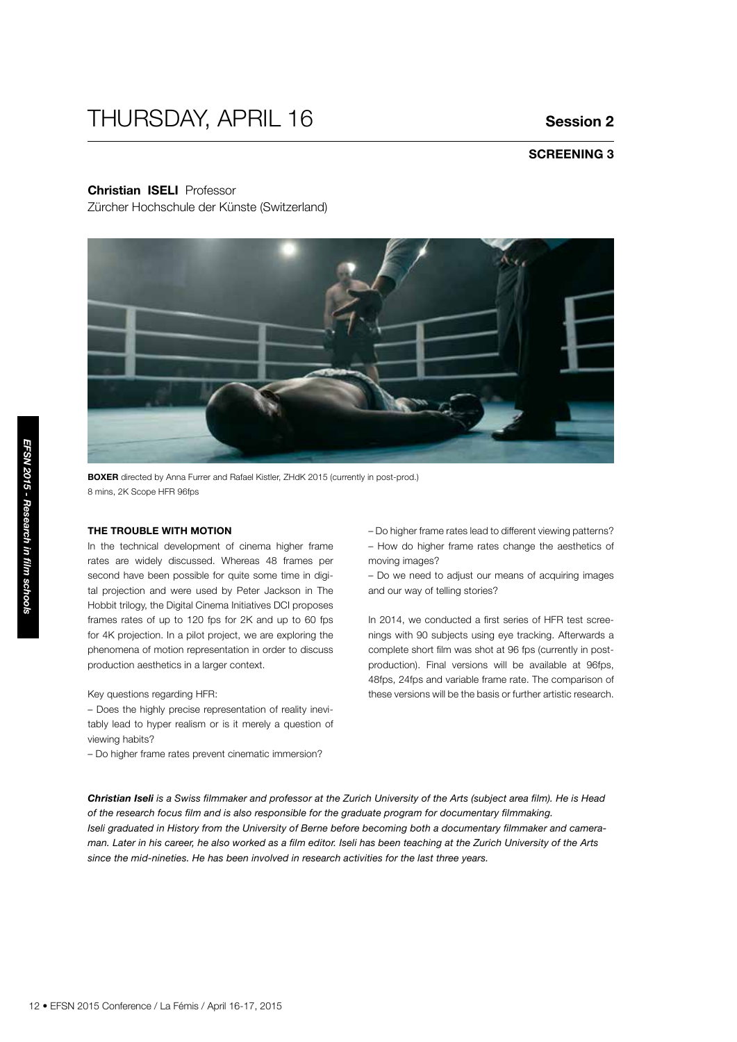# THURSDAY, APRIL 16

**Session 2**

**SCREENING 3**

**Christian ISELI** Professor
Zürcher Hochschule der Künste (Switzerland)

**BOXER** directed by Anna Furrer and Rafael Kistler, ZHdK 2015 (currently in post-prod.)
8 mins, 2K Scope HFR 96fps

### THE TROUBLE WITH MOTION

In the technical development of cinema higher frame rates are widely discussed. Whereas 48 frames per second have been possible for quite some time in digital projection and were used by Peter Jackson in The Hobbit trilogy, the Digital Cinema Initiatives DCI proposes frames rates of up to 120 fps for 2K and up to 60 fps for 4K projection. In a pilot project, we are exploring the phenomena of motion representation in order to discuss production aesthetics in a larger context.

Key questions regarding HFR:

– Does the highly precise representation of reality inevitably lead to hyper realism or is it merely a question of viewing habits?
– Do higher frame rates prevent cinematic immersion?
– Do higher frame rates lead to different viewing patterns?
– How do higher frame rates change the aesthetics of moving images?
– Do we need to adjust our means of acquiring images and our way of telling stories?

In 2014, we conducted a first series of HFR test screenings with 90 subjects using eye tracking. Afterwards a complete short film was shot at 96 fps (currently in post-production). Final versions will be available at 96fps, 48fps, 24fps and variable frame rate. The comparison of these versions will be the basis or further artistic research.

***Christian Iseli*** *is a Swiss filmmaker and professor at the Zurich University of the Arts (subject area film). He is Head of the research focus film and is also responsible for the graduate program for documentary filmmaking.*
*Iseli graduated in History from the University of Berne before becoming both a documentary filmmaker and cameraman. Later in his career, he also worked as a film editor. Iseli has been teaching at the Zurich University of the Arts since the mid-nineties. He has been involved in research activities for the last three years.*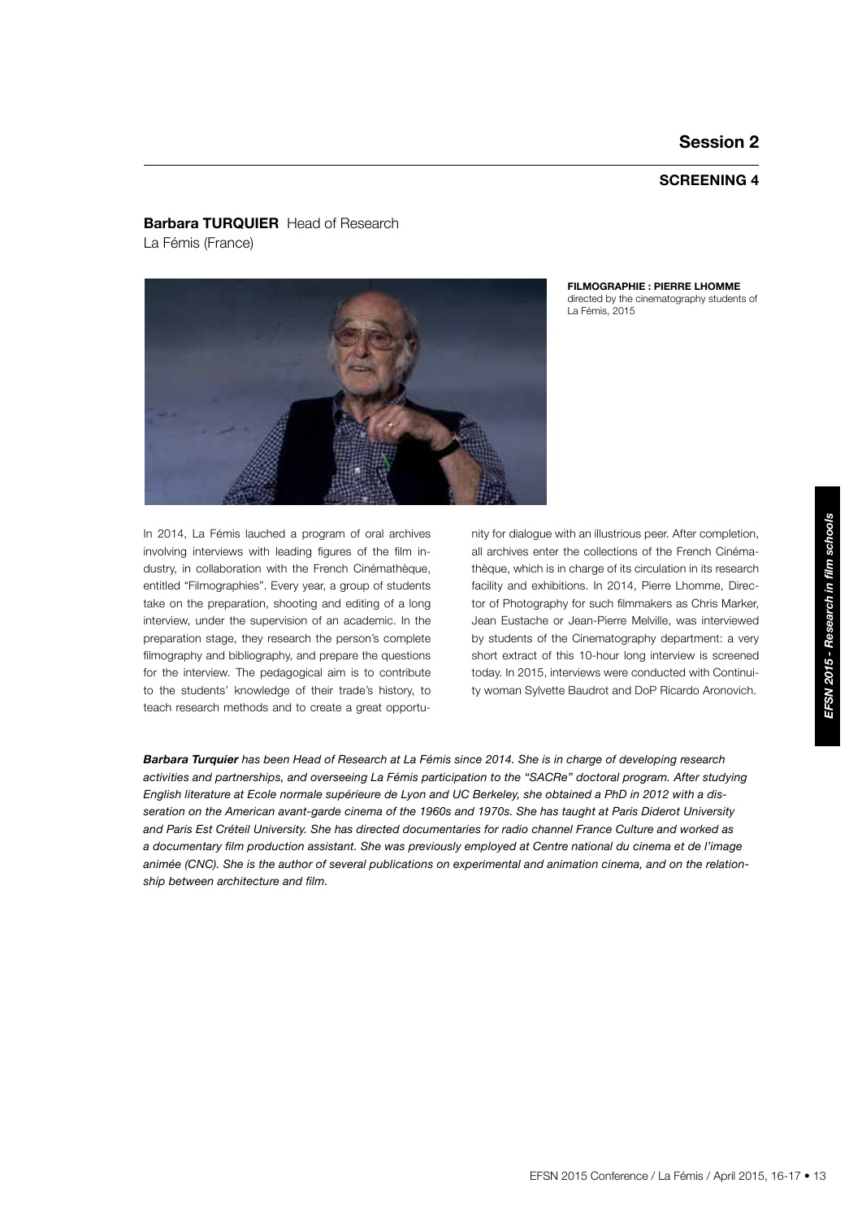## Session 2

### SCREENING 4

**Barbara TURQUIER** Head of Research
La Fémis (France)

**FILMOGRAPHIE : PIERRE LHOMME**
directed by the cinematography students of La Fémis, 2015

In 2014, La Fémis lauched a program of oral archives involving interviews with leading figures of the film industry, in collaboration with the French Cinémathèque, entitled "Filmographies". Every year, a group of students take on the preparation, shooting and editing of a long interview, under the supervision of an academic. In the preparation stage, they research the person's complete filmography and bibliography, and prepare the questions for the interview. The pedagogical aim is to contribute to the students' knowledge of their trade's history, to teach research methods and to create a great opportunity for dialogue with an illustrious peer. After completion, all archives enter the collections of the French Cinémathèque, which is in charge of its circulation in its research facility and exhibitions. In 2014, Pierre Lhomme, Director of Photography for such filmmakers as Chris Marker, Jean Eustache or Jean-Pierre Melville, was interviewed by students of the Cinematography department: a very short extract of this 10-hour long interview is screened today. In 2015, interviews were conducted with Continuity woman Sylvette Baudrot and DoP Ricardo Aronovich.

***Barbara Turquier** has been Head of Research at La Fémis since 2014. She is in charge of developing research activities and partnerships, and overseeing La Fémis participation to the "SACRe" doctoral program. After studying English literature at Ecole normale supérieure de Lyon and UC Berkeley, she obtained a PhD in 2012 with a dissertation on the American avant-garde cinema of the 1960s and 1970s. She has taught at Paris Diderot University and Paris Est Créteil University. She has directed documentaries for radio channel France Culture and worked as a documentary film production assistant. She was previously employed at Centre national du cinema et de l'image animée (CNC). She is the author of several publications on experimental and animation cinema, and on the relationship between architecture and film.*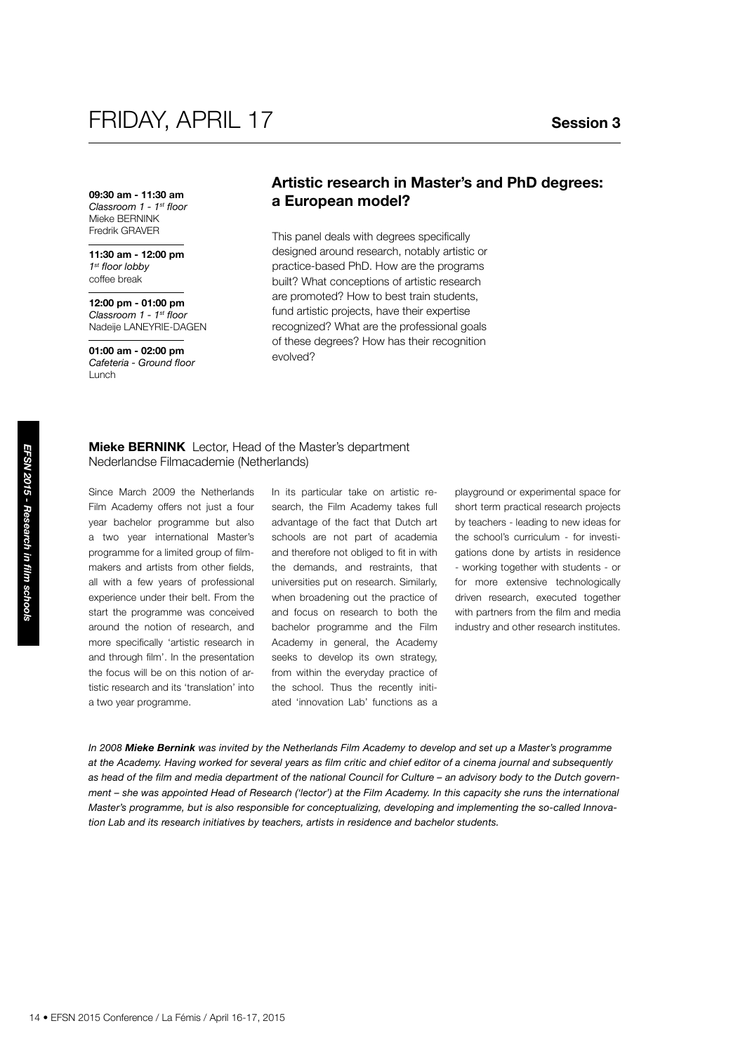# FRIDAY, APRIL 17

**Session 3**

**09:30 am - 11:30 am**
*Classroom 1 - 1st floor*
Mieke BERNINK
Fredrik GRAVER

**11:30 am - 12:00 pm**
*1st floor lobby*
coffee break

**12:00 pm - 01:00 pm**
*Classroom 1 - 1st floor*
Nadeije LANEYRIE-DAGEN

**01:00 am - 02:00 pm**
*Cafeteria - Ground floor*
Lunch

## Artistic research in Master's and PhD degrees: a European model?

This panel deals with degrees specifically designed around research, notably artistic or practice-based PhD. How are the programs built? What conceptions of artistic research are promoted? How to best train students, fund artistic projects, have their expertise recognized? What are the professional goals of these degrees? How has their recognition evolved?

**Mieke BERNINK** Lector, Head of the Master's department
Nederlandse Filmacademie (Netherlands)

Since March 2009 the Netherlands Film Academy offers not just a four year bachelor programme but also a two year international Master's programme for a limited group of filmmakers and artists from other fields, all with a few years of professional experience under their belt. From the start the programme was conceived around the notion of research, and more specifically 'artistic research in and through film'. In the presentation the focus will be on this notion of artistic research and its 'translation' into a two year programme.

In its particular take on artistic research, the Film Academy takes full advantage of the fact that Dutch art schools are not part of academia and therefore not obliged to fit in with the demands, and restraints, that universities put on research. Similarly, when broadening out the practice of and focus on research to both the bachelor programme and the Film Academy in general, the Academy seeks to develop its own strategy, from within the everyday practice of the school. Thus the recently initiated 'innovation Lab' functions as a playground or experimental space for short term practical research projects by teachers - leading to new ideas for the school's curriculum - for investigations done by artists in residence - working together with students - or for more extensive technologically driven research, executed together with partners from the film and media industry and other research institutes.

*In 2008 **Mieke Bernink** was invited by the Netherlands Film Academy to develop and set up a Master's programme at the Academy. Having worked for several years as film critic and chief editor of a cinema journal and subsequently as head of the film and media department of the national Council for Culture – an advisory body to the Dutch government – she was appointed Head of Research ('lector') at the Film Academy. In this capacity she runs the international Master's programme, but is also responsible for conceptualizing, developing and implementing the so-called Innovation Lab and its research initiatives by teachers, artists in residence and bachelor students.*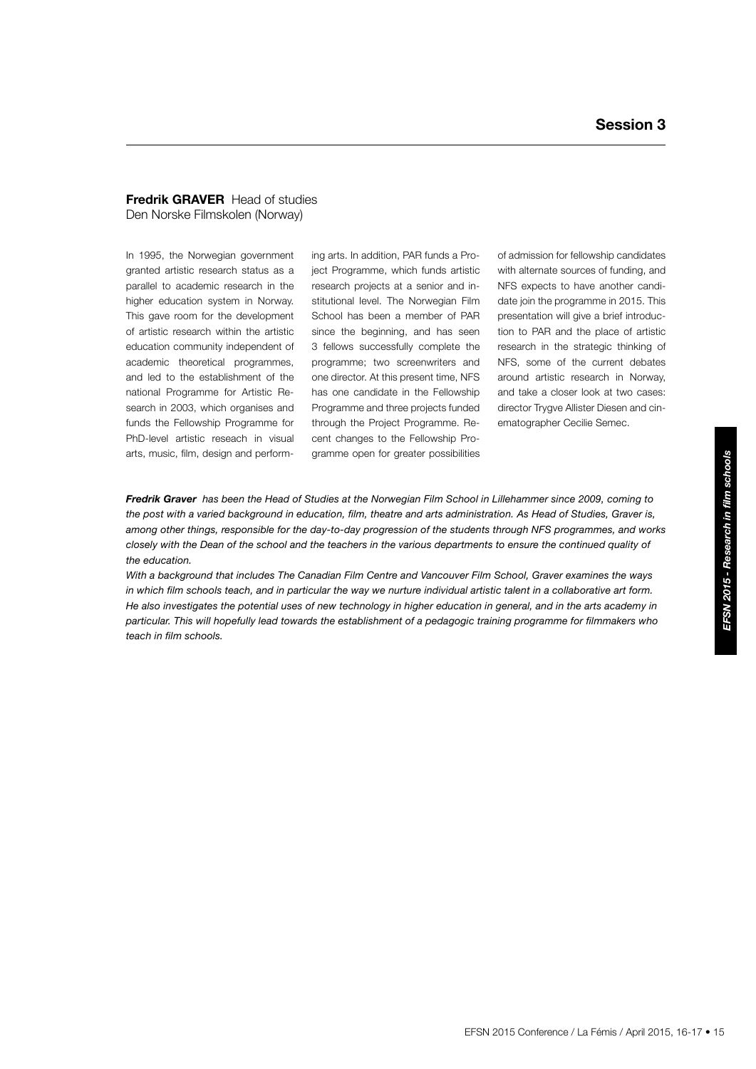## Session 3

**Fredrik GRAVER** Head of studies
Den Norske Filmskolen (Norway)

In 1995, the Norwegian government granted artistic research status as a parallel to academic research in the higher education system in Norway. This gave room for the development of artistic research within the artistic education community independent of academic theoretical programmes, and led to the establishment of the national Programme for Artistic Research in 2003, which organises and funds the Fellowship Programme for PhD-level artistic reseach in visual arts, music, film, design and performing arts. In addition, PAR funds a Project Programme, which funds artistic research projects at a senior and institutional level. The Norwegian Film School has been a member of PAR since the beginning, and has seen 3 fellows successfully complete the programme; two screenwriters and one director. At this present time, NFS has one candidate in the Fellowship Programme and three projects funded through the Project Programme. Recent changes to the Fellowship Programme open for greater possibilities of admission for fellowship candidates with alternate sources of funding, and NFS expects to have another candidate join the programme in 2015. This presentation will give a brief introduction to PAR and the place of artistic research in the strategic thinking of NFS, some of the current debates around artistic research in Norway, and take a closer look at two cases: director Trygve Allister Diesen and cinematographer Cecilie Semec.

***Fredrik Graver*** *has been the Head of Studies at the Norwegian Film School in Lillehammer since 2009, coming to the post with a varied background in education, film, theatre and arts administration. As Head of Studies, Graver is, among other things, responsible for the day-to-day progression of the students through NFS programmes, and works closely with the Dean of the school and the teachers in the various departments to ensure the continued quality of the education.*

*With a background that includes The Canadian Film Centre and Vancouver Film School, Graver examines the ways in which film schools teach, and in particular the way we nurture individual artistic talent in a collaborative art form. He also investigates the potential uses of new technology in higher education in general, and in the arts academy in particular. This will hopefully lead towards the establishment of a pedagogic training programme for filmmakers who teach in film schools.*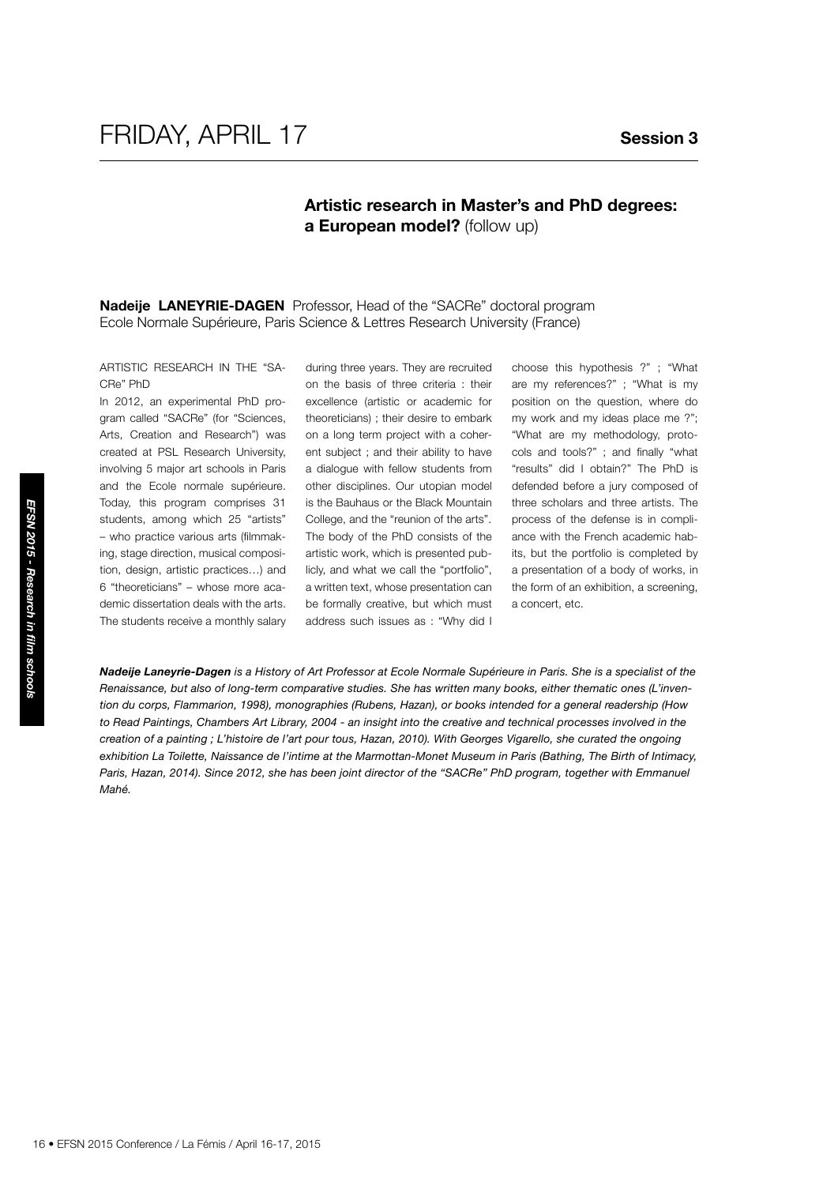# FRIDAY, APRIL 17

**Session 3**

## Artistic research in Master's and PhD degrees: a European model? (follow up)

**Nadeije LANEYRIE-DAGEN** Professor, Head of the "SACRe" doctoral program
Ecole Normale Supérieure, Paris Science & Lettres Research University (France)

ARTISTIC RESEARCH IN THE "SACRe" PhD

In 2012, an experimental PhD program called "SACRe" (for "Sciences, Arts, Creation and Research") was created at PSL Research University, involving 5 major art schools in Paris and the Ecole normale supérieure. Today, this program comprises 31 students, among which 25 "artists" – who practice various arts (filmmaking, stage direction, musical composition, design, artistic practices…) and 6 "theoreticians" – whose more academic dissertation deals with the arts. The students receive a monthly salary during three years. They are recruited on the basis of three criteria : their excellence (artistic or academic for theoreticians) ; their desire to embark on a long term project with a coherent subject ; and their ability to have a dialogue with fellow students from other disciplines. Our utopian model is the Bauhaus or the Black Mountain College, and the "reunion of the arts". The body of the PhD consists of the artistic work, which is presented publicly, and what we call the "portfolio", a written text, whose presentation can be formally creative, but which must address such issues as : "Why did I choose this hypothesis ?" ; "What are my references?" ; "What is my position on the question, where do my work and my ideas place me ?"; "What are my methodology, protocols and tools?" ; and finally "what "results" did I obtain?" The PhD is defended before a jury composed of three scholars and three artists. The process of the defense is in compliance with the French academic habits, but the portfolio is completed by a presentation of a body of works, in the form of an exhibition, a screening, a concert, etc.

***Nadeije Laneyrie-Dagen** is a History of Art Professor at Ecole Normale Supérieure in Paris. She is a specialist of the Renaissance, but also of long-term comparative studies. She has written many books, either thematic ones (L'invention du corps, Flammarion, 1998), monographies (Rubens, Hazan), or books intended for a general readership (How to Read Paintings, Chambers Art Library, 2004 - an insight into the creative and technical processes involved in the creation of a painting ; L'histoire de l'art pour tous, Hazan, 2010). With Georges Vigarello, she curated the ongoing exhibition La Toilette, Naissance de l'intime at the Marmottan-Monet Museum in Paris (Bathing, The Birth of Intimacy, Paris, Hazan, 2014). Since 2012, she has been joint director of the "SACRe" PhD program, together with Emmanuel Mahé.*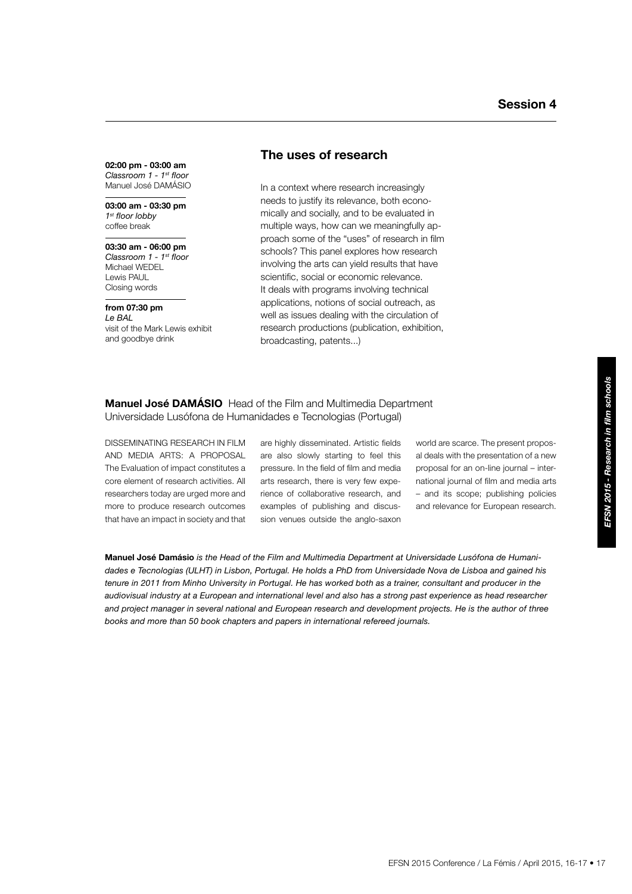## Session 4

**02:00 pm - 03:00 am**
*Classroom 1 - 1st floor*
Manuel José DAMÁSIO

**03:00 am - 03:30 pm**
*1st floor lobby*
coffee break

**03:30 am - 06:00 pm**
*Classroom 1 - 1st floor*
Michael WEDEL
Lewis PAUL
Closing words

**from 07:30 pm**
*Le BAL*
visit of the Mark Lewis exhibit and goodbye drink

### The uses of research

In a context where research increasingly needs to justify its relevance, both economically and socially, and to be evaluated in multiple ways, how can we meaningfully approach some of the "uses" of research in film schools? This panel explores how research involving the arts can yield results that have scientific, social or economic relevance. It deals with programs involving technical applications, notions of social outreach, as well as issues dealing with the circulation of research productions (publication, exhibition, broadcasting, patents...)

**Manuel José DAMÁSIO** Head of the Film and Multimedia Department
Universidade Lusófona de Humanidades e Tecnologias (Portugal)

DISSEMINATING RESEARCH IN FILM AND MEDIA ARTS: A PROPOSAL
The Evaluation of impact constitutes a core element of research activities. All researchers today are urged more and more to produce research outcomes that have an impact in society and that are highly disseminated. Artistic fields are also slowly starting to feel this pressure. In the field of film and media arts research, there is very few experience of collaborative research, and examples of publishing and discussion venues outside the anglo-saxon world are scarce. The present proposal deals with the presentation of a new proposal for an on-line journal – international journal of film and media arts – and its scope; publishing policies and relevance for European research.

**Manuel José Damásio** *is the Head of the Film and Multimedia Department at Universidade Lusófona de Humanidades e Tecnologias (ULHT) in Lisbon, Portugal. He holds a PhD from Universidade Nova de Lisboa and gained his tenure in 2011 from Minho University in Portugal. He has worked both as a trainer, consultant and producer in the audiovisual industry at a European and international level and also has a strong past experience as head researcher and project manager in several national and European research and development projects. He is the author of three books and more than 50 book chapters and papers in international refereed journals.*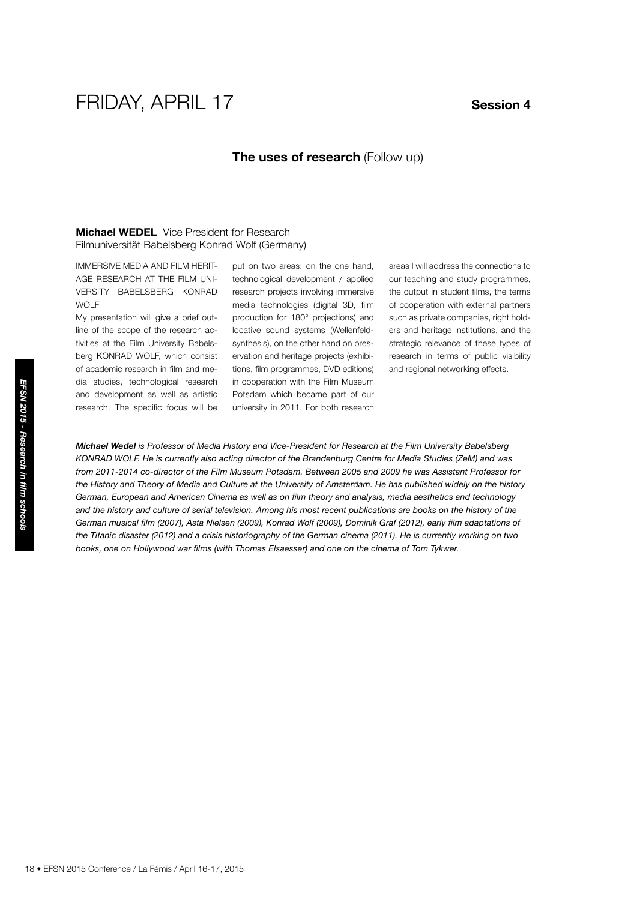# FRIDAY, APRIL 17

**Session 4**

## **The uses of research** (Follow up)

**Michael WEDEL** Vice President for Research
Filmuniversität Babelsberg Konrad Wolf (Germany)

IMMERSIVE MEDIA AND FILM HERITAGE RESEARCH AT THE FILM UNIVERSITY BABELSBERG KONRAD WOLF

My presentation will give a brief outline of the scope of the research activities at the Film University Babelsberg KONRAD WOLF, which consist of academic research in film and media studies, technological research and development as well as artistic research. The specific focus will be put on two areas: on the one hand, technological development / applied research projects involving immersive media technologies (digital 3D, film production for 180° projections) and locative sound systems (Wellenfeldsynthesis), on the other hand on preservation and heritage projects (exhibitions, film programmes, DVD editions) in cooperation with the Film Museum Potsdam which became part of our university in 2011. For both research areas I will address the connections to our teaching and study programmes, the output in student films, the terms of cooperation with external partners such as private companies, right holders and heritage institutions, and the strategic relevance of these types of research in terms of public visibility and regional networking effects.

***Michael Wedel*** *is Professor of Media History and Vice-President for Research at the Film University Babelsberg KONRAD WOLF. He is currently also acting director of the Brandenburg Centre for Media Studies (ZeM) and was from 2011-2014 co-director of the Film Museum Potsdam. Between 2005 and 2009 he was Assistant Professor for the History and Theory of Media and Culture at the University of Amsterdam. He has published widely on the history German, European and American Cinema as well as on film theory and analysis, media aesthetics and technology and the history and culture of serial television. Among his most recent publications are books on the history of the German musical film (2007), Asta Nielsen (2009), Konrad Wolf (2009), Dominik Graf (2012), early film adaptations of the Titanic disaster (2012) and a crisis historiography of the German cinema (2011). He is currently working on two books, one on Hollywood war films (with Thomas Elsaesser) and one on the cinema of Tom Tykwer.*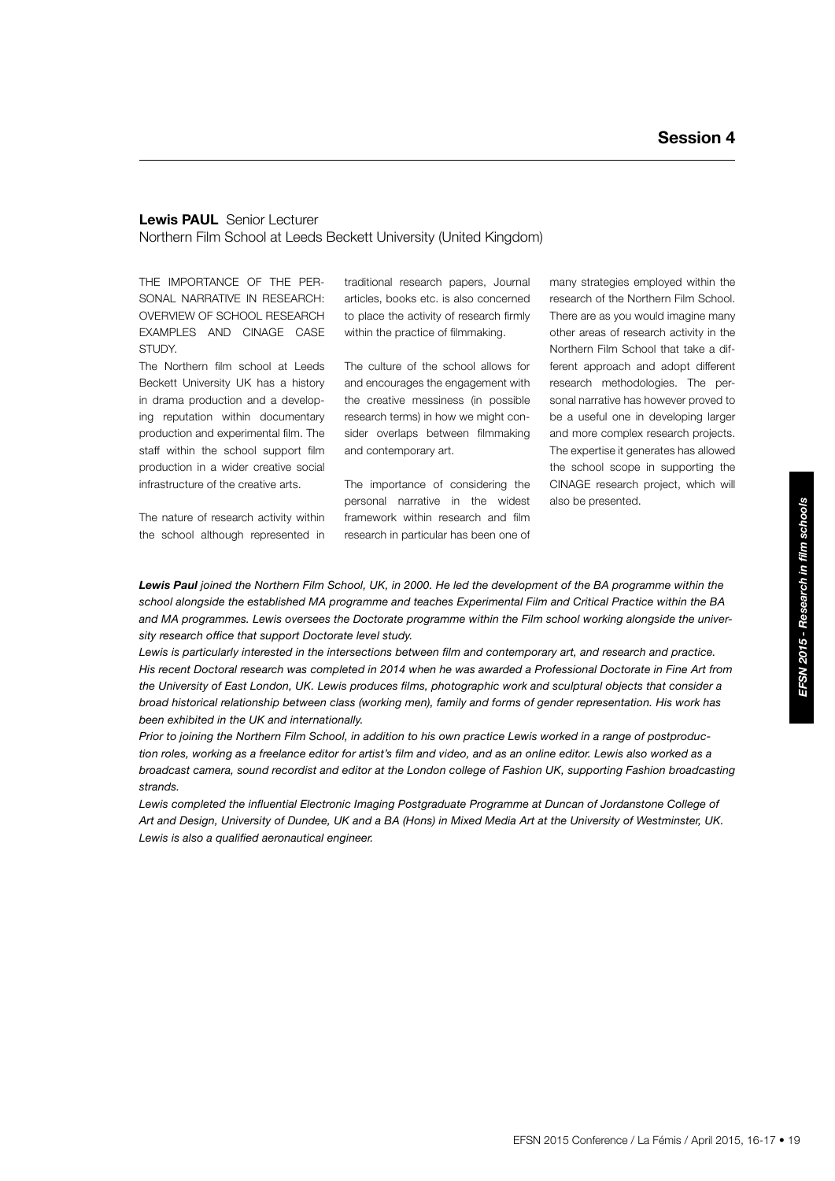## Session 4

**Lewis PAUL** Senior Lecturer
Northern Film School at Leeds Beckett University (United Kingdom)

THE IMPORTANCE OF THE PERSONAL NARRATIVE IN RESEARCH: OVERVIEW OF SCHOOL RESEARCH EXAMPLES AND CINAGE CASE STUDY.

The Northern film school at Leeds Beckett University UK has a history in drama production and a developing reputation within documentary production and experimental film. The staff within the school support film production in a wider creative social infrastructure of the creative arts.

The nature of research activity within the school although represented in traditional research papers, Journal articles, books etc. is also concerned to place the activity of research firmly within the practice of filmmaking.

The culture of the school allows for and encourages the engagement with the creative messiness (in possible research terms) in how we might consider overlaps between filmmaking and contemporary art.

The importance of considering the personal narrative in the widest framework within research and film research in particular has been one of many strategies employed within the research of the Northern Film School. There are as you would imagine many other areas of research activity in the Northern Film School that take a different approach and adopt different research methodologies. The personal narrative has however proved to be a useful one in developing larger and more complex research projects. The expertise it generates has allowed the school scope in supporting the CINAGE research project, which will also be presented.

***Lewis Paul*** *joined the Northern Film School, UK, in 2000. He led the development of the BA programme within the school alongside the established MA programme and teaches Experimental Film and Critical Practice within the BA and MA programmes. Lewis oversees the Doctorate programme within the Film school working alongside the university research office that support Doctorate level study.*

*Lewis is particularly interested in the intersections between film and contemporary art, and research and practice. His recent Doctoral research was completed in 2014 when he was awarded a Professional Doctorate in Fine Art from the University of East London, UK. Lewis produces films, photographic work and sculptural objects that consider a broad historical relationship between class (working men), family and forms of gender representation. His work has been exhibited in the UK and internationally.*

*Prior to joining the Northern Film School, in addition to his own practice Lewis worked in a range of postproduction roles, working as a freelance editor for artist's film and video, and as an online editor. Lewis also worked as a broadcast camera, sound recordist and editor at the London college of Fashion UK, supporting Fashion broadcasting strands.*

*Lewis completed the influential Electronic Imaging Postgraduate Programme at Duncan of Jordanstone College of Art and Design, University of Dundee, UK and a BA (Hons) in Mixed Media Art at the University of Westminster, UK. Lewis is also a qualified aeronautical engineer.*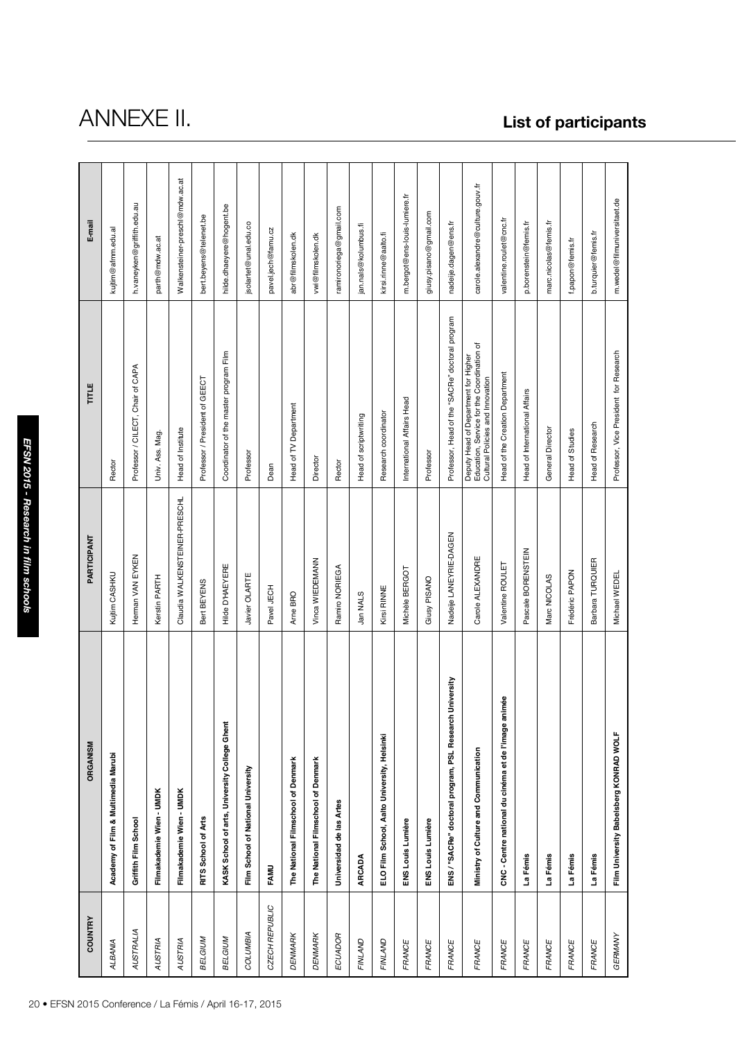# ANNEXE II.

## List of participants

| COUNTRY | ORGANISM | PARTICIPANT | TITLE | E-mail |
|---|---|---|---|---|
| *ALBANIA* | **Academy of Film & Multimedia Marubi** | Kujtim CASHKU | Rector | kujtim@afmm.edu.al |
| *AUSTRALIA* | **Griffith Film School** | Herman VAN EYKEN | Professor / CILECT, Chair of CAPA | h.vaneyken@griffith.edu.au |
| *AUSTRIA* | **Filmakademie Wien - UMDK** | Kerstin PARTH | Univ. Ass. Mag. | parth@mdw.ac.at |
| *AUSTRIA* | **Filmakademie Wien - UMDK** | Claudia WALKENSTEINER-PRESCHL | Head of Institute | Walkensteiner-preschl@mdw.ac.at |
| *BELGIUM* | **RITS School of Arts** | Bert BEYENS | Professor / President of GEECT | bert.beyens@telenet.be |
| *BELGIUM* | **KASK School of arts, University College Ghent** | Hilde D'HAEYERE | Coordinator of the master program Film | hilde.dhaeyere@hogent.be |
| *COLUMBIA* | **Film School of National University** | Javier OLARTE | Professor | jsolartet@unal.edu.co |
| *CZECH REPUBLIC* | **FAMU** | Pavel JECH | Dean | pavel.jech@famu.cz |
| *DENMARK* | **The National Filmschool of Denmark** | Arne BRO | Head of TV Department | abr@filmskolen.dk |
| *DENMARK* | **The National Filmschool of Denmark** | Vinca WIEDEMANN | Director | vwi@filmskolen.dk |
| *ECUADOR* | **Universidad de las Artes** | Ramiro NORIEGA | Rector | ramironoriega@gmail.com |
| *FINLAND* | **ARCADA** | Jan NALS | Head of scriptwriting | jan.nals@kolumbus.fi |
| *FINLAND* | **ELO Film School, Aalto University, Helsinki** | Kirsi RINNE | Research coordinator | kirsi.rinne@aalto.fi |
| *FRANCE* | **ENS Louis Lumière** | Michèle BERGOT | International Affairs Head | m.bergot@ens-louis-lumiere.fr |
| *FRANCE* | **ENS Louis Lumière** | Giusy PISANO | Professor | giusy.pisano@gmail.com |
| *FRANCE* | **ENS / "SACRe" doctoral program, PSL Research University** | Nadeije LANEYRIE-DAGEN | Professor, Head of the "SACRe" doctoral program | nadeije.dagen@ens.fr |
| *FRANCE* | **Ministry of Culture and Communication** | Carole ALEXANDRE | Deputy Head of Department for Higher Education, Service for the Coordination of Cultural Policies and Innovation | carole.alexandre@culture.gouv.fr |
| *FRANCE* | **CNC - Centre national du cinéma et de l'image animée** | Valentine ROULET | Head of the Creation Department | valentine.roulet@cnc.fr |
| *FRANCE* | **La Fémis** | Pascale BORENSTEIN | Head of International Affairs | p.borenstein@femis.fr |
| *FRANCE* | **La Fémis** | Marc NICOLAS | General Director | marc.nicolas@femis.fr |
| *FRANCE* | **La Fémis** | Frédéric PAPON | Head of Studies | f.papon@femis.fr |
| *FRANCE* | **La Fémis** | Barbara TURQUIER | Head of Research | b.turquier@femis.fr |
| *GERMANY* | **Film University Babelsberg KONRAD WOLF** | Michael WEDEL | Professor, Vice President for Research | m.wedel@filmuniversitaet.de |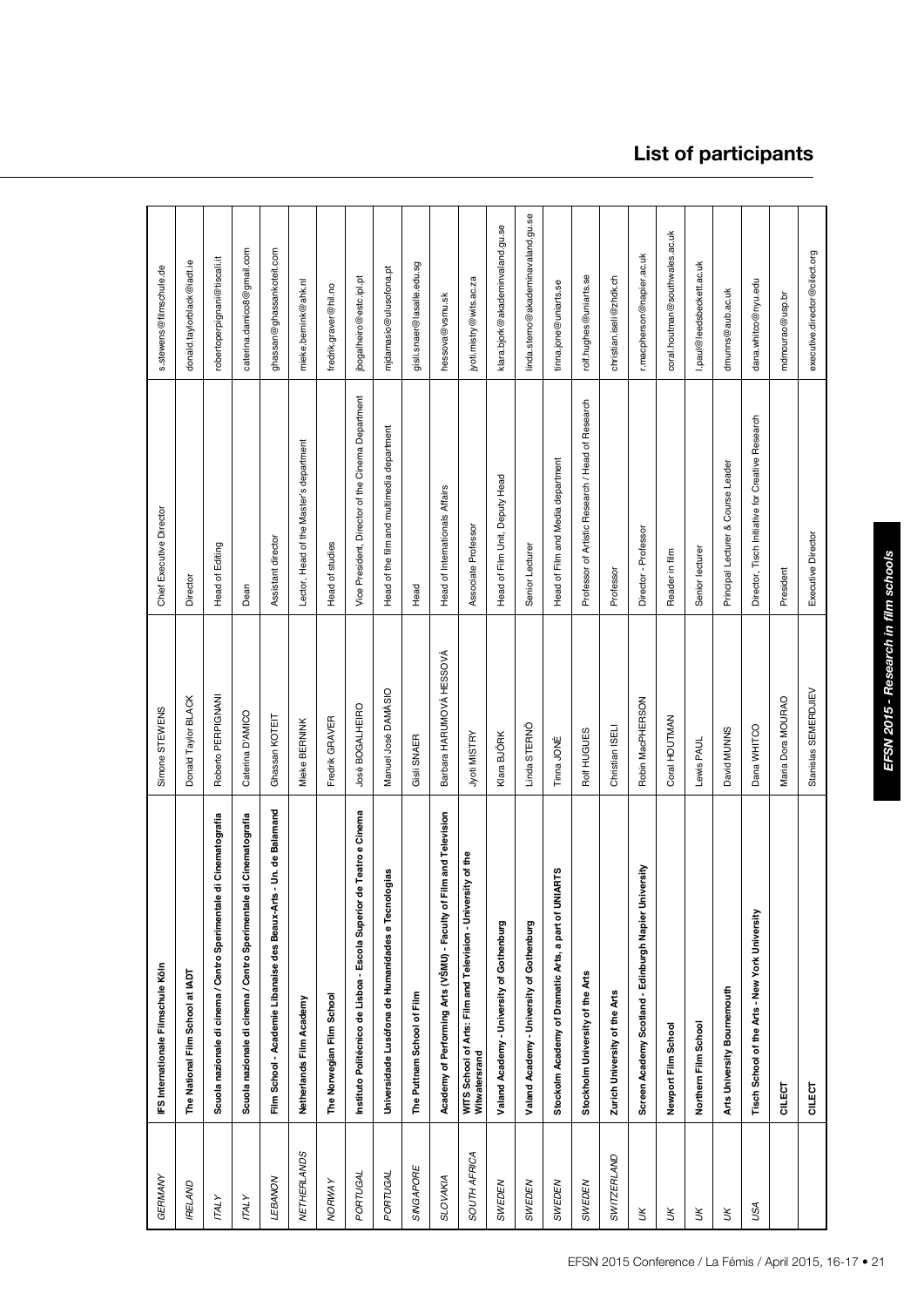# List of participants

| | | | | |
|---|---|---|---|---|
| GERMANY | IFS Internationale Filmschule Köln | Simone STEWENS | Chief Executive Director | s.stewens@filmschule.de |
| IRELAND | The National Film School at IADT | Donald Taylor BLACK | Director | donald.taylorblack@iadt.ie |
| ITALY | Scuola nazionale di cinema / Centro Sperimentale di Cinematografia | Roberto PERPIGNANI | Head of Editing | robertoperpignani@tiscali.it |
| ITALY | Scuola nazionale di cinema / Centro Sperimentale di Cinematografia | Caterina D'AMICO | Dean | caterina.damico8@gmail.com |
| LEBANON | Film School - Academie Libanaise des Beaux-Arts - Un. de Balamand | Ghassan KOTEIT | Assistant director | ghassan@ghassankoteit.com |
| NETHERLANDS | Netherlands Film Academy | Mieke BERNINK | Lector, Head of the Master's department | mieke.bernink@ahk.nl |
| NORWAY | The Norwegian Film School | Fredrik GRAVER | Head of studies | fredrik.graver@hil.no |
| PORTUGAL | Instituto Politécnico de Lisboa - Escola Superior de Teatro e Cinema | José BOGALHEIRO | Vice President, Director of the Cinema Department | jbogalheiro@estc.ipl.pt |
| PORTUGAL | Universidade Lusófona de Humanidades e Tecnologias | Manuel José DAMÁSIO | Head of the film and multimedia department | mjdamasio@ulusofona.pt |
| SINGAPORE | The Puttnam School of Film | Gisli SNAER | Head | gisli.snaer@lasalle.edu.sg |
| SLOVAKIA | Academy of Performing Arts (VŠMU) - Faculty of Film and Television | Barbara HARUMOVÁ HESSOVÁ | Head of Internationals Affairs | hessova@vsmu.sk |
| SOUTH AFRICA | WITS School of Arts: Film and Television - University of the Witwatersrand | Jyoti MISTRY | Associate Professor | jyoti.mistry@wits.ac.za |
| SWEDEN | Valand Academy - University of Gothenburg | Klara BJÖRK | Head of Film Unit, Deputy Head | klara.bjork@akademinvaland.gu.se |
| SWEDEN | Valand Academy - University of Gothenburg | Linda STERNÖ | Senior Lecturer | linda.sterno@akademinavaland.gu.se |
| SWEDEN | Stockolm Academy of Dramatic Arts, a part of UNIARTS | Tinna JONÉ | Head of Film and Media department | tinna.jone@uniarts.se |
| SWEDEN | Stockholm University of the Arts | Rolf HUGUES | Professor of Artistic Research / Head of Research | rolf.hughes@uniarts.se |
| SWITZERLAND | Zurich University of the Arts | Christian ISELI | Professor | christian.iseli@zhdk.ch |
| UK | Screen Academy Scotland - Edinburgh Napier University | Robin MacPHERSON | Director - Professor | r.macpherson@napier.ac.uk |
| UK | Newport Film School | Coral HOUTMAN | Reader in film | coral.houtman@southwales.ac.uk |
| UK | Northern Film School | Lewis PAUL | Senior lecturer | l.paul@leedsbeckett.ac.uk |
| UK | Arts University Bournemouth | David MUNNS | Principal Lecturer & Course Leader | dmunns@aub.ac.uk |
| USA | Tisch School of the Arts - New York University | Dana WHITCO | Director, Tisch Initiative for Creative Research | dana.whitco@nyu.edu |
| | CILECT | Maria Dora MOURAO | President | mdmourao@usp.br |
| | CILECT | Stanislas SEMERDJIEV | Executive Director | executive.director@cilect.org |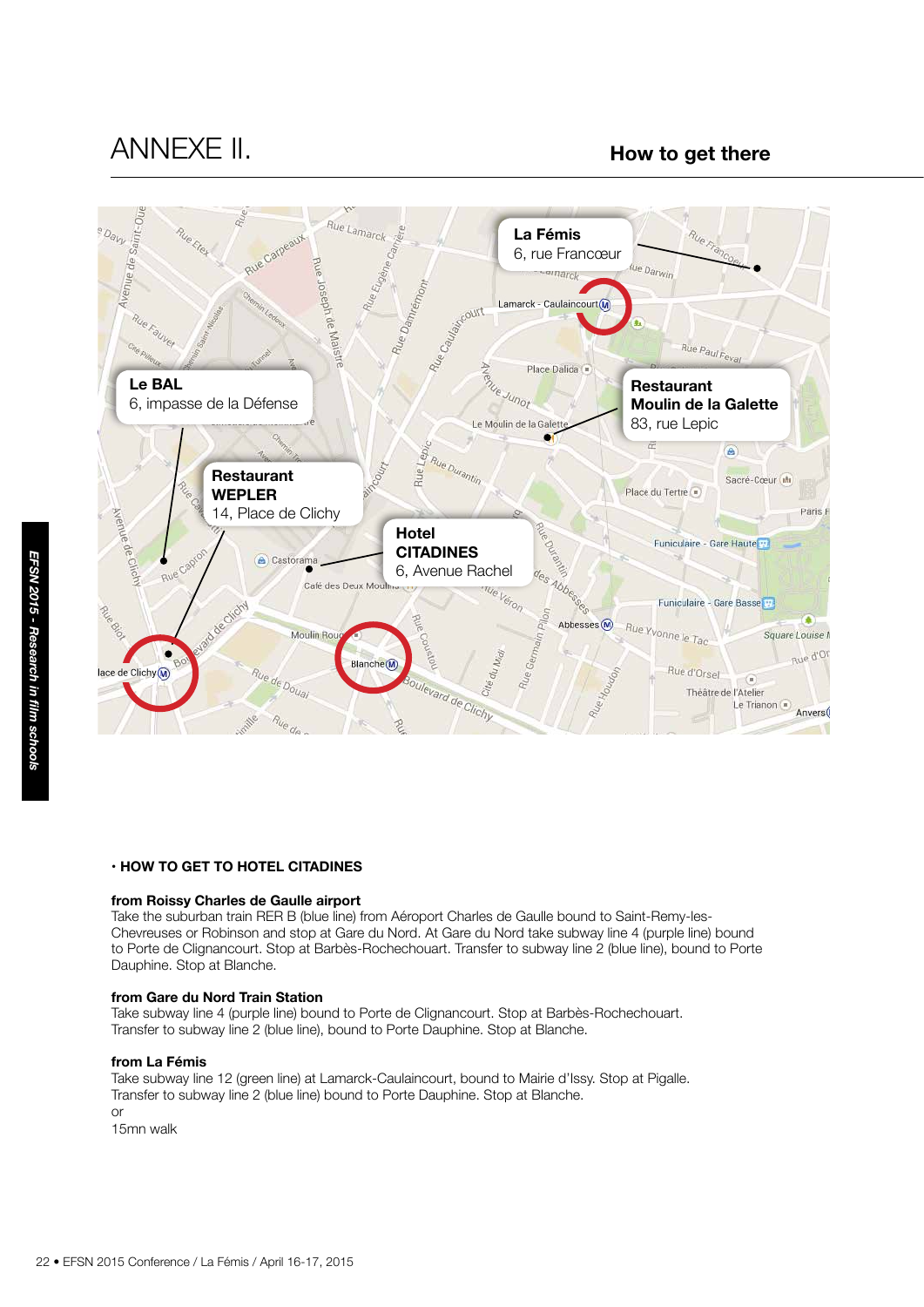# ANNEXE II.

## How to get there

La Fémis
6, rue Francœur

Le BAL
6, impasse de la Défense

Restaurant Moulin de la Galette
83, rue Lepic

Restaurant WEPLER
14, Place de Clichy

Hotel CITADINES
6, Avenue Rachel

### • HOW TO GET TO HOTEL CITADINES

**from Roissy Charles de Gaulle airport**
Take the suburban train RER B (blue line) from Aéroport Charles de Gaulle bound to Saint-Remy-les-Chevreuses or Robinson and stop at Gare du Nord. At Gare du Nord take subway line 4 (purple line) bound to Porte de Clignancourt. Stop at Barbès-Rochechouart. Transfer to subway line 2 (blue line), bound to Porte Dauphine. Stop at Blanche.

**from Gare du Nord Train Station**
Take subway line 4 (purple line) bound to Porte de Clignancourt. Stop at Barbès-Rochechouart. Transfer to subway line 2 (blue line), bound to Porte Dauphine. Stop at Blanche.

**from La Fémis**
Take subway line 12 (green line) at Lamarck-Caulaincourt, bound to Mairie d'Issy. Stop at Pigalle. Transfer to subway line 2 (blue line) bound to Porte Dauphine. Stop at Blanche.
or
15mn walk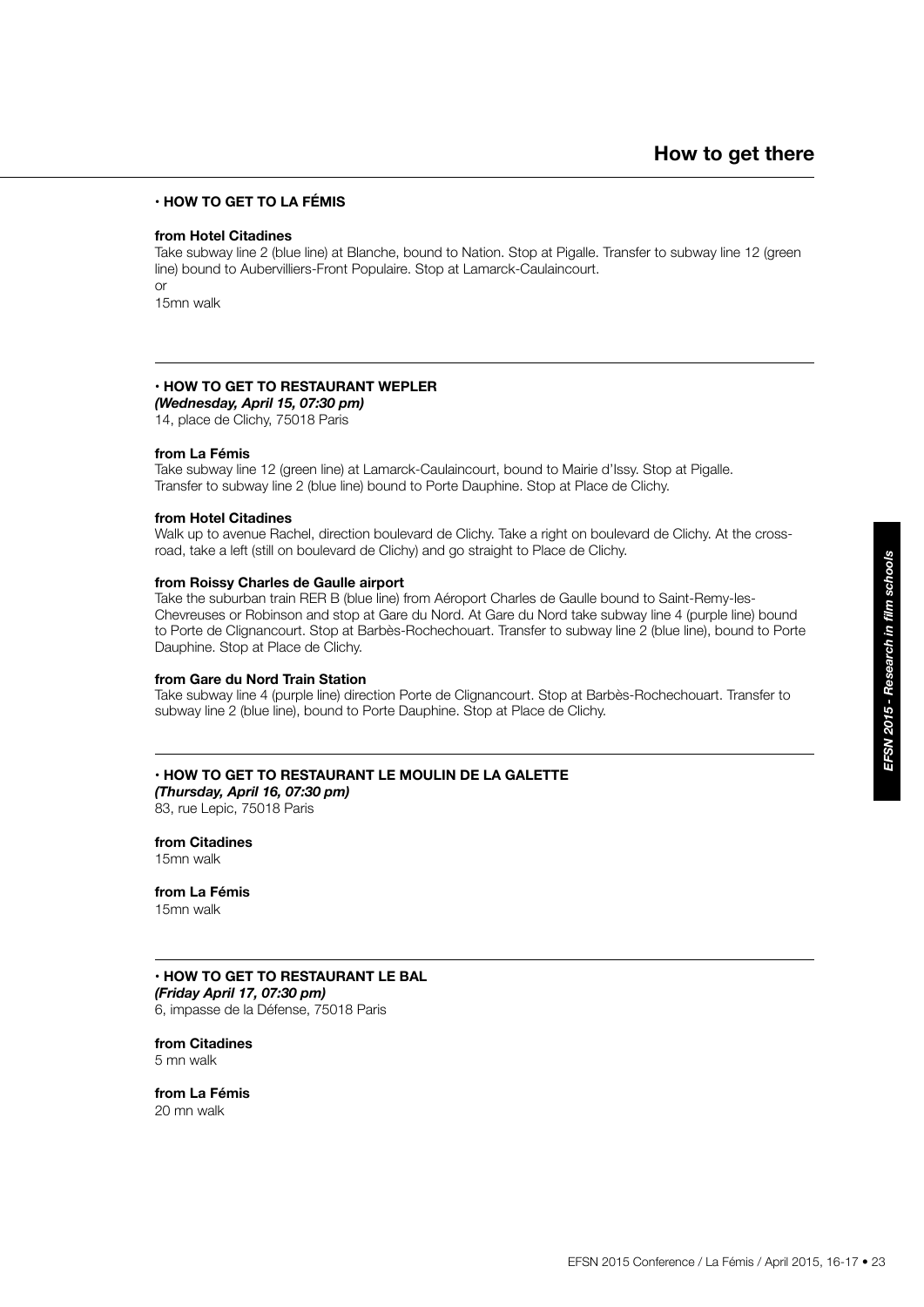# How to get there

## • HOW TO GET TO LA FÉMIS

**from Hotel Citadines**
Take subway line 2 (blue line) at Blanche, bound to Nation. Stop at Pigalle. Transfer to subway line 12 (green line) bound to Aubervilliers-Front Populaire. Stop at Lamarck-Caulaincourt.
or
15mn walk

## • HOW TO GET TO RESTAURANT WEPLER

***(Wednesday, April 15, 07:30 pm)***
14, place de Clichy, 75018 Paris

**from La Fémis**
Take subway line 12 (green line) at Lamarck-Caulaincourt, bound to Mairie d'Issy. Stop at Pigalle.
Transfer to subway line 2 (blue line) bound to Porte Dauphine. Stop at Place de Clichy.

**from Hotel Citadines**
Walk up to avenue Rachel, direction boulevard de Clichy. Take a right on boulevard de Clichy. At the cross-road, take a left (still on boulevard de Clichy) and go straight to Place de Clichy.

**from Roissy Charles de Gaulle airport**
Take the suburban train RER B (blue line) from Aéroport Charles de Gaulle bound to Saint-Remy-les-Chevreuses or Robinson and stop at Gare du Nord. At Gare du Nord take subway line 4 (purple line) bound to Porte de Clignancourt. Stop at Barbès-Rochechouart. Transfer to subway line 2 (blue line), bound to Porte Dauphine. Stop at Place de Clichy.

**from Gare du Nord Train Station**
Take subway line 4 (purple line) direction Porte de Clignancourt. Stop at Barbès-Rochechouart. Transfer to subway line 2 (blue line), bound to Porte Dauphine. Stop at Place de Clichy.

## • HOW TO GET TO RESTAURANT LE MOULIN DE LA GALETTE

***(Thursday, April 16, 07:30 pm)***
83, rue Lepic, 75018 Paris

**from Citadines**
15mn walk

**from La Fémis**
15mn walk

## • HOW TO GET TO RESTAURANT LE BAL

***(Friday April 17, 07:30 pm)***
6, impasse de la Défense, 75018 Paris

**from Citadines**
5 mn walk

**from La Fémis**
20 mn walk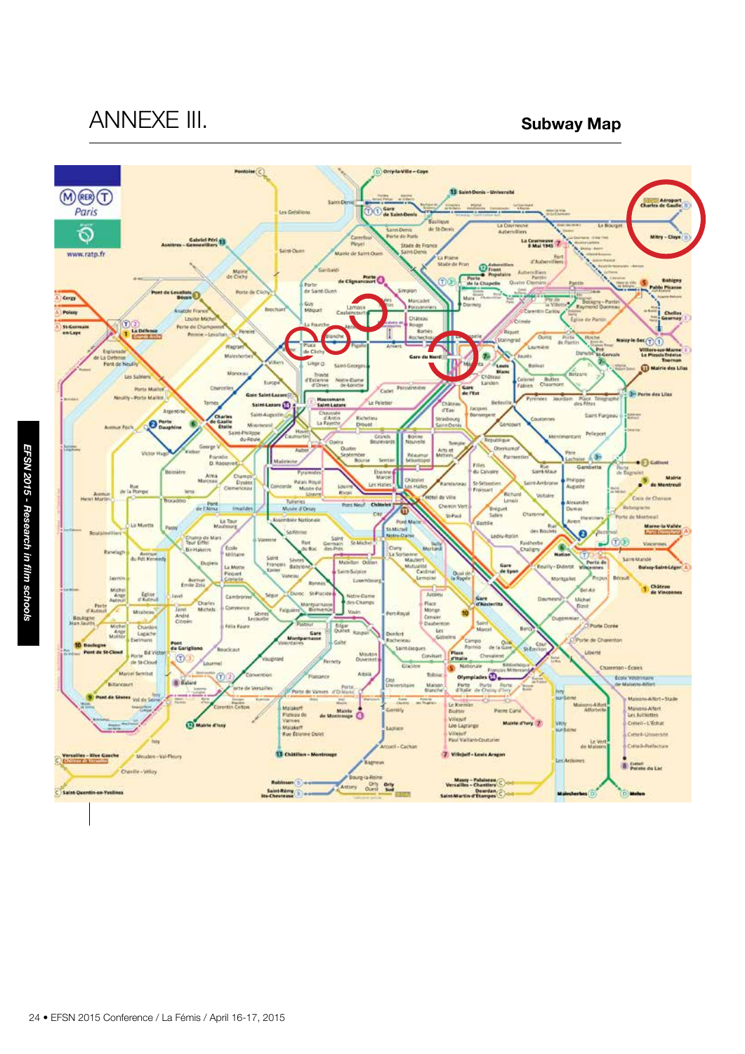# ANNEXE III.

## Subway Map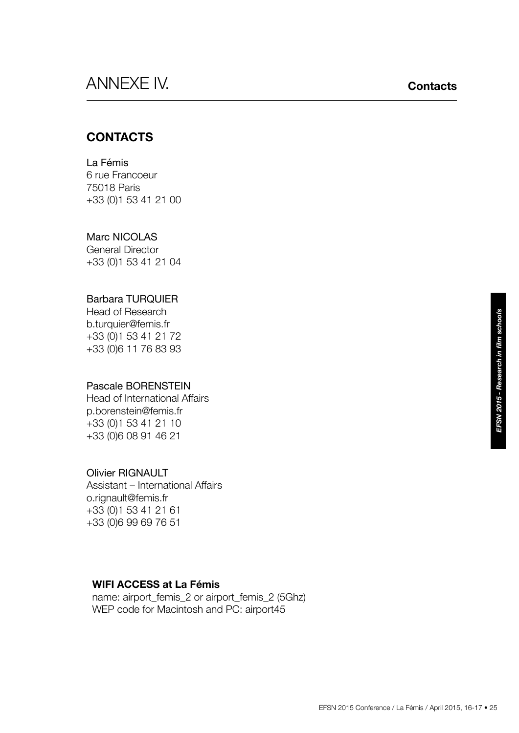# ANNEXE IV.

## CONTACTS

La Fémis
6 rue Francoeur
75018 Paris
+33 (0)1 53 41 21 00

Marc NICOLAS
General Director
+33 (0)1 53 41 21 04

Barbara TURQUIER
Head of Research
b.turquier@femis.fr
+33 (0)1 53 41 21 72
+33 (0)6 11 76 83 93

Pascale BORENSTEIN
Head of International Affairs
p.borenstein@femis.fr
+33 (0)1 53 41 21 10
+33 (0)6 08 91 46 21

Olivier RIGNAULT
Assistant – International Affairs
o.rignault@femis.fr
+33 (0)1 53 41 21 61
+33 (0)6 99 69 76 51

**WIFI ACCESS at La Fémis**
name: airport_femis_2 or airport_femis_2 (5Ghz)
WEP code for Macintosh and PC: airport45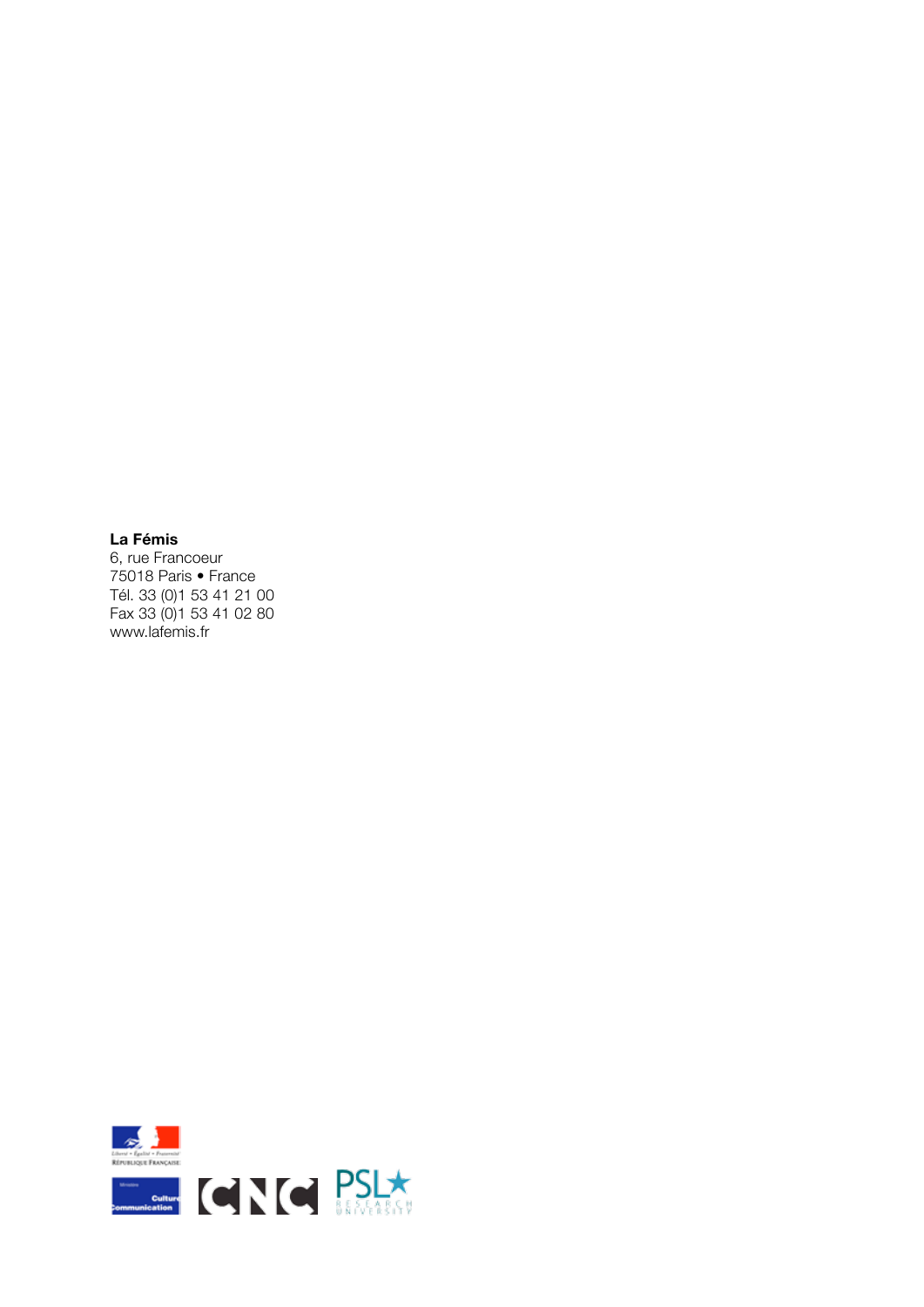**La Fémis**
6, rue Francoeur
75018 Paris • France
Tél. 33 (0)1 53 41 21 00
Fax 33 (0)1 53 41 02 80
www.lafemis.fr